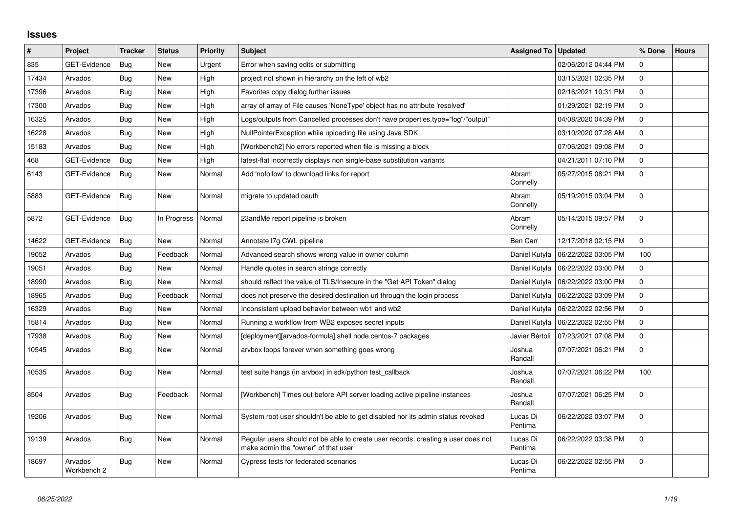## Issues

| # | Project | Tracker | Status | Priority | Subject | Assigned To | Updated | % Done | Hours |
|---|---|---|---|---|---|---|---|---|---|
| 835 | GET-Evidence | Bug | New | Urgent | Error when saving edits or submitting | | 02/06/2012 04:44 PM | 0 | |
| 17434 | Arvados | Bug | New | High | project not shown in hierarchy on the left of wb2 | | 03/15/2021 02:35 PM | 0 | |
| 17396 | Arvados | Bug | New | High | Favorites copy dialog further issues | | 02/16/2021 10:31 PM | 0 | |
| 17300 | Arvados | Bug | New | High | array of array of File causes 'NoneType' object has no attribute 'resolved' | | 01/29/2021 02:19 PM | 0 | |
| 16325 | Arvados | Bug | New | High | Logs/outputs from Cancelled processes don't have properties.type="log"/"output" | | 04/08/2020 04:39 PM | 0 | |
| 16228 | Arvados | Bug | New | High | NullPointerException while uploading file using Java SDK | | 03/10/2020 07:28 AM | 0 | |
| 15183 | Arvados | Bug | New | High | [Workbench2] No errors reported when file is missing a block | | 07/06/2021 09:08 PM | 0 | |
| 468 | GET-Evidence | Bug | New | High | latest-flat incorrectly displays non single-base substitution variants | | 04/21/2011 07:10 PM | 0 | |
| 6143 | GET-Evidence | Bug | New | Normal | Add 'nofollow' to download links for report | Abram Connelly | 05/27/2015 08:21 PM | 0 | |
| 5883 | GET-Evidence | Bug | New | Normal | migrate to updated oauth | Abram Connelly | 05/19/2015 03:04 PM | 0 | |
| 5872 | GET-Evidence | Bug | In Progress | Normal | 23andMe report pipeline is broken | Abram Connelly | 05/14/2015 09:57 PM | 0 | |
| 14622 | GET-Evidence | Bug | New | Normal | Annotate l7g CWL pipeline | Ben Carr | 12/17/2018 02:15 PM | 0 | |
| 19052 | Arvados | Bug | Feedback | Normal | Advanced search shows wrong value in owner column | Daniel Kutyła | 06/22/2022 03:05 PM | 100 | |
| 19051 | Arvados | Bug | New | Normal | Handle quotes in search strings correctly | Daniel Kutyła | 06/22/2022 03:00 PM | 0 | |
| 18990 | Arvados | Bug | New | Normal | should reflect the value of TLS/Insecure in the "Get API Token" dialog | Daniel Kutyła | 06/22/2022 03:00 PM | 0 | |
| 18965 | Arvados | Bug | Feedback | Normal | does not preserve the desired destination url through the login process | Daniel Kutyła | 06/22/2022 03:09 PM | 0 | |
| 16329 | Arvados | Bug | New | Normal | Inconsistent upload behavior between wb1 and wb2 | Daniel Kutyła | 06/22/2022 02:56 PM | 0 | |
| 15814 | Arvados | Bug | New | Normal | Running a workflow from WB2 exposes secret inputs | Daniel Kutyła | 06/22/2022 02:55 PM | 0 | |
| 17938 | Arvados | Bug | New | Normal | [deployment][arvados-formula] shell node centos-7 packages | Javier Bértoli | 07/23/2021 07:08 PM | 0 | |
| 10545 | Arvados | Bug | New | Normal | arvbox loops forever when something goes wrong | Joshua Randall | 07/07/2021 06:21 PM | 0 | |
| 10535 | Arvados | Bug | New | Normal | test suite hangs (in arvbox) in sdk/python test_callback | Joshua Randall | 07/07/2021 06:22 PM | 100 | |
| 8504 | Arvados | Bug | Feedback | Normal | [Workbench] Times out before API server loading active pipeline instances | Joshua Randall | 07/07/2021 06:25 PM | 0 | |
| 19206 | Arvados | Bug | New | Normal | System root user shouldn't be able to get disabled nor its admin status revoked | Lucas Di Pentima | 06/22/2022 03:07 PM | 0 | |
| 19139 | Arvados | Bug | New | Normal | Regular users should not be able to create user records; creating a user does not make admin the "owner" of that user | Lucas Di Pentima | 06/22/2022 03:38 PM | 0 | |
| 18697 | Arvados Workbench 2 | Bug | New | Normal | Cypress tests for federated scenarios | Lucas Di Pentima | 06/22/2022 02:55 PM | 0 | |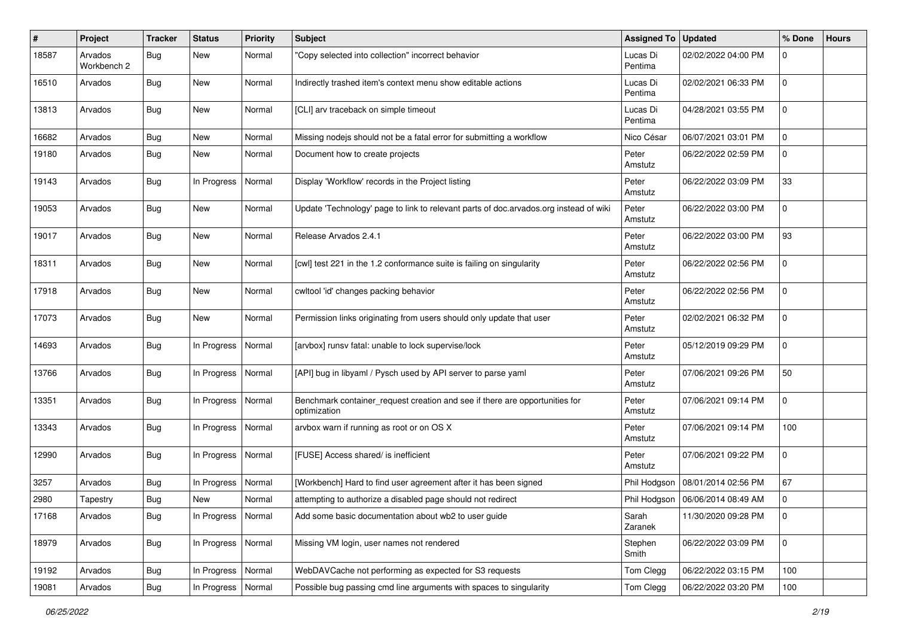| # | Project | Tracker | Status | Priority | Subject | Assigned To | Updated | % Done | Hours |
|---|---|---|---|---|---|---|---|---|---|
| 18587 | Arvados Workbench 2 | Bug | New | Normal | "Copy selected into collection" incorrect behavior | Lucas Di Pentima | 02/02/2022 04:00 PM | 0 | |
| 16510 | Arvados | Bug | New | Normal | Indirectly trashed item's context menu show editable actions | Lucas Di Pentima | 02/02/2021 06:33 PM | 0 | |
| 13813 | Arvados | Bug | New | Normal | [CLI] arv traceback on simple timeout | Lucas Di Pentima | 04/28/2021 03:55 PM | 0 | |
| 16682 | Arvados | Bug | New | Normal | Missing nodejs should not be a fatal error for submitting a workflow | Nico César | 06/07/2021 03:01 PM | 0 | |
| 19180 | Arvados | Bug | New | Normal | Document how to create projects | Peter Amstutz | 06/22/2022 02:59 PM | 0 | |
| 19143 | Arvados | Bug | In Progress | Normal | Display 'Workflow' records in the Project listing | Peter Amstutz | 06/22/2022 03:09 PM | 33 | |
| 19053 | Arvados | Bug | New | Normal | Update 'Technology' page to link to relevant parts of doc.arvados.org instead of wiki | Peter Amstutz | 06/22/2022 03:00 PM | 0 | |
| 19017 | Arvados | Bug | New | Normal | Release Arvados 2.4.1 | Peter Amstutz | 06/22/2022 03:00 PM | 93 | |
| 18311 | Arvados | Bug | New | Normal | [cwl] test 221 in the 1.2 conformance suite is failing on singularity | Peter Amstutz | 06/22/2022 02:56 PM | 0 | |
| 17918 | Arvados | Bug | New | Normal | cwltool 'id' changes packing behavior | Peter Amstutz | 06/22/2022 02:56 PM | 0 | |
| 17073 | Arvados | Bug | New | Normal | Permission links originating from users should only update that user | Peter Amstutz | 02/02/2021 06:32 PM | 0 | |
| 14693 | Arvados | Bug | In Progress | Normal | [arvbox] runsv fatal: unable to lock supervise/lock | Peter Amstutz | 05/12/2019 09:29 PM | 0 | |
| 13766 | Arvados | Bug | In Progress | Normal | [API] bug in libyaml / Pysch used by API server to parse yaml | Peter Amstutz | 07/06/2021 09:26 PM | 50 | |
| 13351 | Arvados | Bug | In Progress | Normal | Benchmark container_request creation and see if there are opportunities for optimization | Peter Amstutz | 07/06/2021 09:14 PM | 0 | |
| 13343 | Arvados | Bug | In Progress | Normal | arvbox warn if running as root or on OS X | Peter Amstutz | 07/06/2021 09:14 PM | 100 | |
| 12990 | Arvados | Bug | In Progress | Normal | [FUSE] Access shared/ is inefficient | Peter Amstutz | 07/06/2021 09:22 PM | 0 | |
| 3257 | Arvados | Bug | In Progress | Normal | [Workbench] Hard to find user agreement after it has been signed | Phil Hodgson | 08/01/2014 02:56 PM | 67 | |
| 2980 | Tapestry | Bug | New | Normal | attempting to authorize a disabled page should not redirect | Phil Hodgson | 06/06/2014 08:49 AM | 0 | |
| 17168 | Arvados | Bug | In Progress | Normal | Add some basic documentation about wb2 to user guide | Sarah Zaranek | 11/30/2020 09:28 PM | 0 | |
| 18979 | Arvados | Bug | In Progress | Normal | Missing VM login, user names not rendered | Stephen Smith | 06/22/2022 03:09 PM | 0 | |
| 19192 | Arvados | Bug | In Progress | Normal | WebDAVCache not performing as expected for S3 requests | Tom Clegg | 06/22/2022 03:15 PM | 100 | |
| 19081 | Arvados | Bug | In Progress | Normal | Possible bug passing cmd line arguments with spaces to singularity | Tom Clegg | 06/22/2022 03:20 PM | 100 | |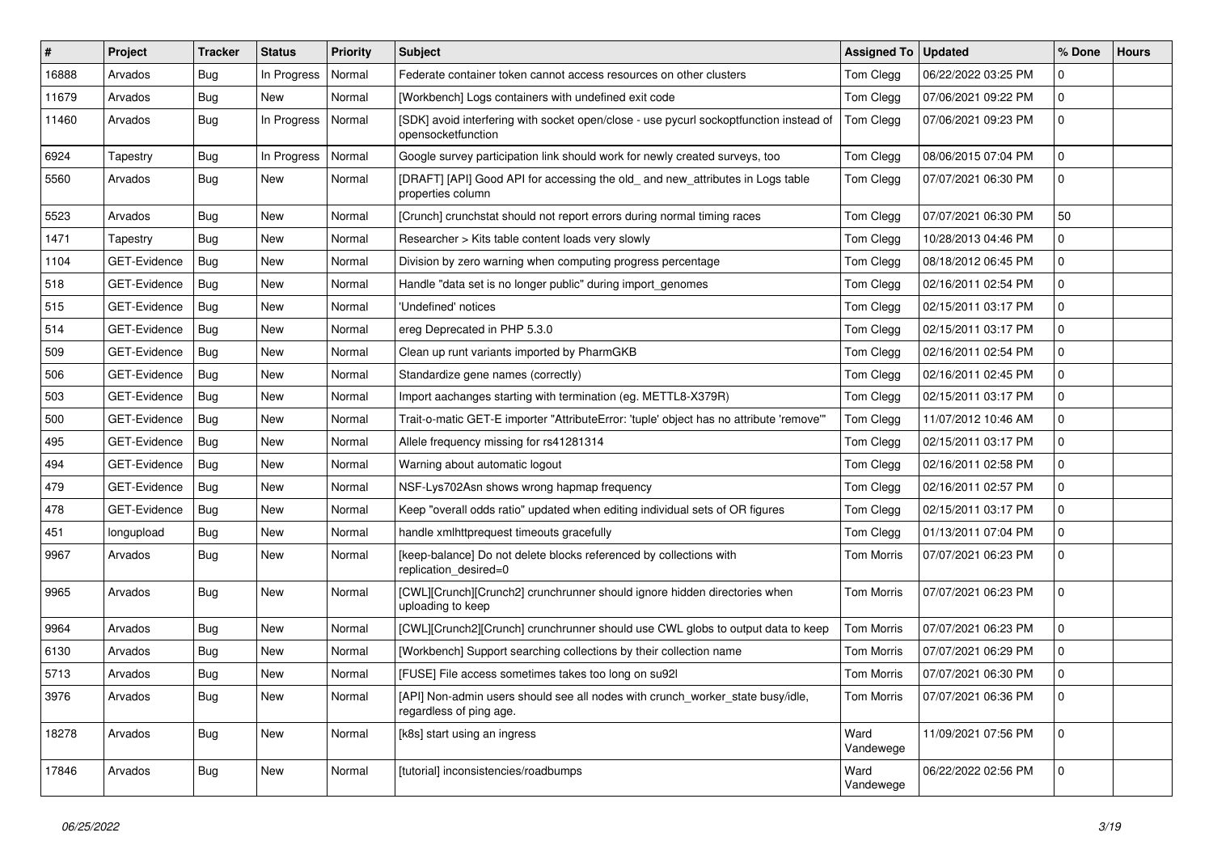| # | Project | Tracker | Status | Priority | Subject | Assigned To | Updated | % Done | Hours |
|---|---|---|---|---|---|---|---|---|---|
| 16888 | Arvados | Bug | In Progress | Normal | Federate container token cannot access resources on other clusters | Tom Clegg | 06/22/2022 03:25 PM | 0 | |
| 11679 | Arvados | Bug | New | Normal | [Workbench] Logs containers with undefined exit code | Tom Clegg | 07/06/2021 09:22 PM | 0 | |
| 11460 | Arvados | Bug | In Progress | Normal | [SDK] avoid interfering with socket open/close - use pycurl sockoptfunction instead of opensocketfunction | Tom Clegg | 07/06/2021 09:23 PM | 0 | |
| 6924 | Tapestry | Bug | In Progress | Normal | Google survey participation link should work for newly created surveys, too | Tom Clegg | 08/06/2015 07:04 PM | 0 | |
| 5560 | Arvados | Bug | New | Normal | [DRAFT] [API] Good API for accessing the old_ and new_attributes in Logs table properties column | Tom Clegg | 07/07/2021 06:30 PM | 0 | |
| 5523 | Arvados | Bug | New | Normal | [Crunch] crunchstat should not report errors during normal timing races | Tom Clegg | 07/07/2021 06:30 PM | 50 | |
| 1471 | Tapestry | Bug | New | Normal | Researcher > Kits table content loads very slowly | Tom Clegg | 10/28/2013 04:46 PM | 0 | |
| 1104 | GET-Evidence | Bug | New | Normal | Division by zero warning when computing progress percentage | Tom Clegg | 08/18/2012 06:45 PM | 0 | |
| 518 | GET-Evidence | Bug | New | Normal | Handle "data set is no longer public" during import_genomes | Tom Clegg | 02/16/2011 02:54 PM | 0 | |
| 515 | GET-Evidence | Bug | New | Normal | 'Undefined' notices | Tom Clegg | 02/15/2011 03:17 PM | 0 | |
| 514 | GET-Evidence | Bug | New | Normal | ereg Deprecated in PHP 5.3.0 | Tom Clegg | 02/15/2011 03:17 PM | 0 | |
| 509 | GET-Evidence | Bug | New | Normal | Clean up runt variants imported by PharmGKB | Tom Clegg | 02/16/2011 02:54 PM | 0 | |
| 506 | GET-Evidence | Bug | New | Normal | Standardize gene names (correctly) | Tom Clegg | 02/16/2011 02:45 PM | 0 | |
| 503 | GET-Evidence | Bug | New | Normal | Import aachanges starting with termination (eg. METTL8-X379R) | Tom Clegg | 02/15/2011 03:17 PM | 0 | |
| 500 | GET-Evidence | Bug | New | Normal | Trait-o-matic GET-E importer "AttributeError: 'tuple' object has no attribute 'remove'" | Tom Clegg | 11/07/2012 10:46 AM | 0 | |
| 495 | GET-Evidence | Bug | New | Normal | Allele frequency missing for rs41281314 | Tom Clegg | 02/15/2011 03:17 PM | 0 | |
| 494 | GET-Evidence | Bug | New | Normal | Warning about automatic logout | Tom Clegg | 02/16/2011 02:58 PM | 0 | |
| 479 | GET-Evidence | Bug | New | Normal | NSF-Lys702Asn shows wrong hapmap frequency | Tom Clegg | 02/16/2011 02:57 PM | 0 | |
| 478 | GET-Evidence | Bug | New | Normal | Keep "overall odds ratio" updated when editing individual sets of OR figures | Tom Clegg | 02/15/2011 03:17 PM | 0 | |
| 451 | longupload | Bug | New | Normal | handle xmlhttprequest timeouts gracefully | Tom Clegg | 01/13/2011 07:04 PM | 0 | |
| 9967 | Arvados | Bug | New | Normal | [keep-balance] Do not delete blocks referenced by collections with replication_desired=0 | Tom Morris | 07/07/2021 06:23 PM | 0 | |
| 9965 | Arvados | Bug | New | Normal | [CWL][Crunch][Crunch2] crunchrunner should ignore hidden directories when uploading to keep | Tom Morris | 07/07/2021 06:23 PM | 0 | |
| 9964 | Arvados | Bug | New | Normal | [CWL][Crunch2][Crunch] crunchrunner should use CWL globs to output data to keep | Tom Morris | 07/07/2021 06:23 PM | 0 | |
| 6130 | Arvados | Bug | New | Normal | [Workbench] Support searching collections by their collection name | Tom Morris | 07/07/2021 06:29 PM | 0 | |
| 5713 | Arvados | Bug | New | Normal | [FUSE] File access sometimes takes too long on su92l | Tom Morris | 07/07/2021 06:30 PM | 0 | |
| 3976 | Arvados | Bug | New | Normal | [API] Non-admin users should see all nodes with crunch_worker_state busy/idle, regardless of ping age. | Tom Morris | 07/07/2021 06:36 PM | 0 | |
| 18278 | Arvados | Bug | New | Normal | [k8s] start using an ingress | Ward Vandewege | 11/09/2021 07:56 PM | 0 | |
| 17846 | Arvados | Bug | New | Normal | [tutorial] inconsistencies/roadbumps | Ward Vandewege | 06/22/2022 02:56 PM | 0 | |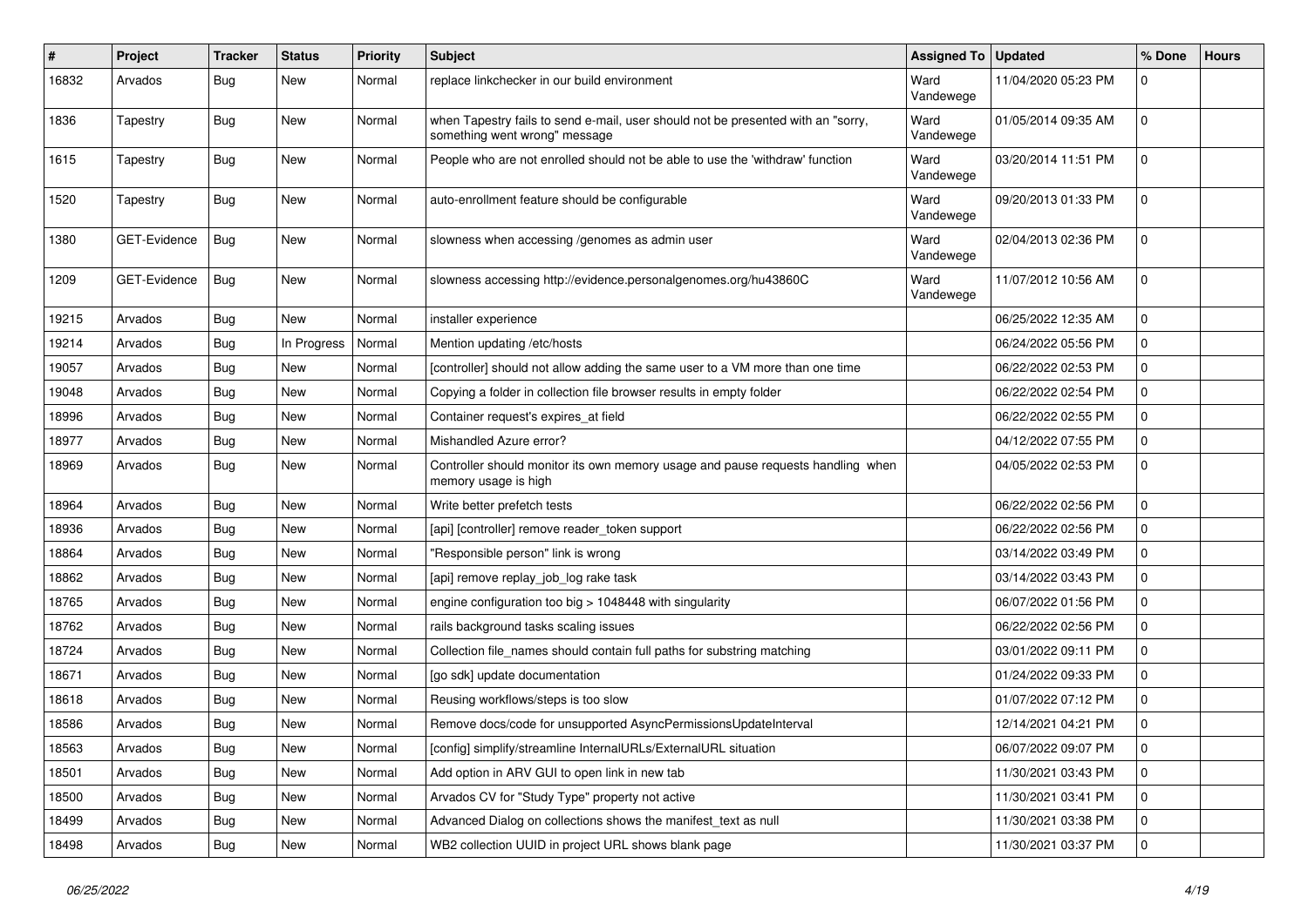| # | Project | Tracker | Status | Priority | Subject | Assigned To | Updated | % Done | Hours |
|---|---|---|---|---|---|---|---|---|---|
| 16832 | Arvados | Bug | New | Normal | replace linkchecker in our build environment | Ward Vandewege | 11/04/2020 05:23 PM | 0 | |
| 1836 | Tapestry | Bug | New | Normal | when Tapestry fails to send e-mail, user should not be presented with an "sorry, something went wrong" message | Ward Vandewege | 01/05/2014 09:35 AM | 0 | |
| 1615 | Tapestry | Bug | New | Normal | People who are not enrolled should not be able to use the 'withdraw' function | Ward Vandewege | 03/20/2014 11:51 PM | 0 | |
| 1520 | Tapestry | Bug | New | Normal | auto-enrollment feature should be configurable | Ward Vandewege | 09/20/2013 01:33 PM | 0 | |
| 1380 | GET-Evidence | Bug | New | Normal | slowness when accessing /genomes as admin user | Ward Vandewege | 02/04/2013 02:36 PM | 0 | |
| 1209 | GET-Evidence | Bug | New | Normal | slowness accessing http://evidence.personalgenomes.org/hu43860C | Ward Vandewege | 11/07/2012 10:56 AM | 0 | |
| 19215 | Arvados | Bug | New | Normal | installer experience | | 06/25/2022 12:35 AM | 0 | |
| 19214 | Arvados | Bug | In Progress | Normal | Mention updating /etc/hosts | | 06/24/2022 05:56 PM | 0 | |
| 19057 | Arvados | Bug | New | Normal | [controller] should not allow adding the same user to a VM more than one time | | 06/22/2022 02:53 PM | 0 | |
| 19048 | Arvados | Bug | New | Normal | Copying a folder in collection file browser results in empty folder | | 06/22/2022 02:54 PM | 0 | |
| 18996 | Arvados | Bug | New | Normal | Container request's expires_at field | | 06/22/2022 02:55 PM | 0 | |
| 18977 | Arvados | Bug | New | Normal | Mishandled Azure error? | | 04/12/2022 07:55 PM | 0 | |
| 18969 | Arvados | Bug | New | Normal | Controller should monitor its own memory usage and pause requests handling when memory usage is high | | 04/05/2022 02:53 PM | 0 | |
| 18964 | Arvados | Bug | New | Normal | Write better prefetch tests | | 06/22/2022 02:56 PM | 0 | |
| 18936 | Arvados | Bug | New | Normal | [api] [controller] remove reader_token support | | 06/22/2022 02:56 PM | 0 | |
| 18864 | Arvados | Bug | New | Normal | "Responsible person" link is wrong | | 03/14/2022 03:49 PM | 0 | |
| 18862 | Arvados | Bug | New | Normal | [api] remove replay_job_log rake task | | 03/14/2022 03:43 PM | 0 | |
| 18765 | Arvados | Bug | New | Normal | engine configuration too big > 1048448 with singularity | | 06/07/2022 01:56 PM | 0 | |
| 18762 | Arvados | Bug | New | Normal | rails background tasks scaling issues | | 06/22/2022 02:56 PM | 0 | |
| 18724 | Arvados | Bug | New | Normal | Collection file_names should contain full paths for substring matching | | 03/01/2022 09:11 PM | 0 | |
| 18671 | Arvados | Bug | New | Normal | [go sdk] update documentation | | 01/24/2022 09:33 PM | 0 | |
| 18618 | Arvados | Bug | New | Normal | Reusing workflows/steps is too slow | | 01/07/2022 07:12 PM | 0 | |
| 18586 | Arvados | Bug | New | Normal | Remove docs/code for unsupported AsyncPermissionsUpdateInterval | | 12/14/2021 04:21 PM | 0 | |
| 18563 | Arvados | Bug | New | Normal | [config] simplify/streamline InternalURLs/ExternalURL situation | | 06/07/2022 09:07 PM | 0 | |
| 18501 | Arvados | Bug | New | Normal | Add option in ARV GUI to open link in new tab | | 11/30/2021 03:43 PM | 0 | |
| 18500 | Arvados | Bug | New | Normal | Arvados CV for "Study Type" property not active | | 11/30/2021 03:41 PM | 0 | |
| 18499 | Arvados | Bug | New | Normal | Advanced Dialog on collections shows the manifest_text as null | | 11/30/2021 03:38 PM | 0 | |
| 18498 | Arvados | Bug | New | Normal | WB2 collection UUID in project URL shows blank page | | 11/30/2021 03:37 PM | 0 | |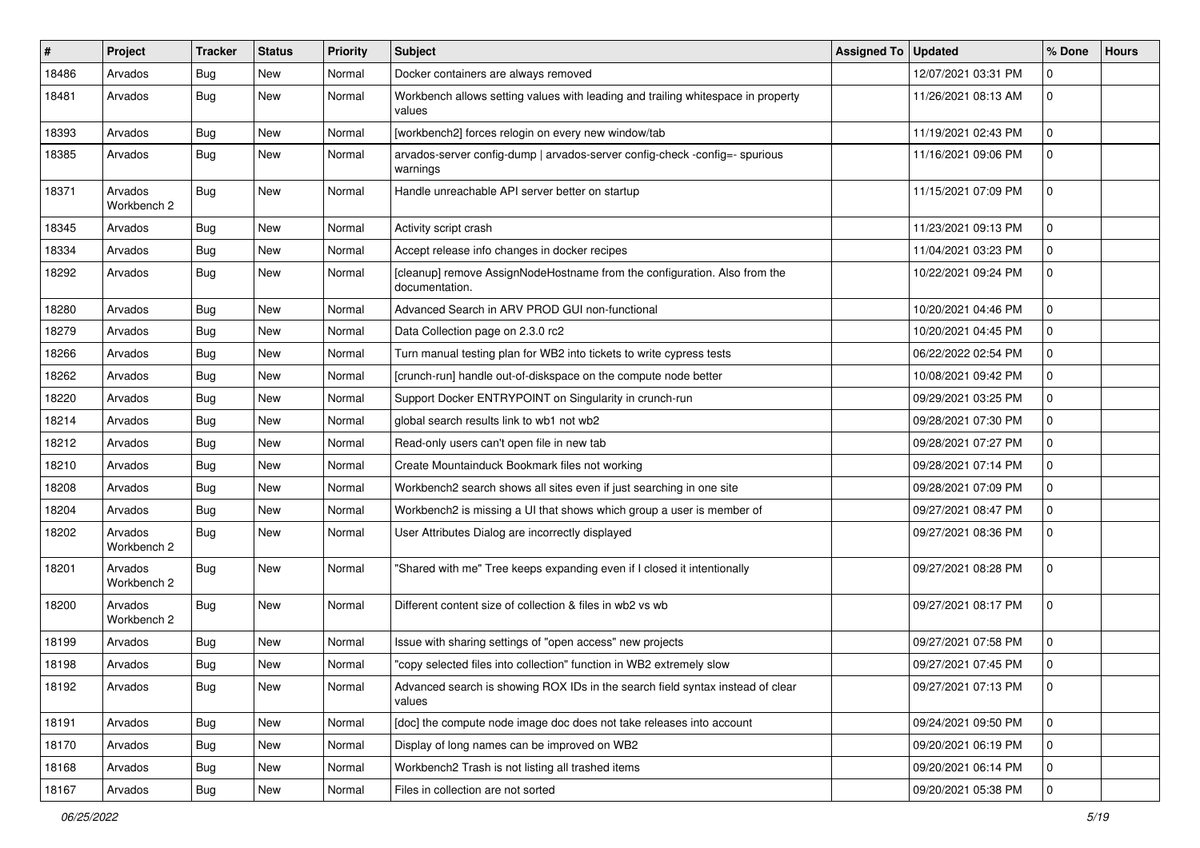| # | Project | Tracker | Status | Priority | Subject | Assigned To | Updated | % Done | Hours |
|---|---|---|---|---|---|---|---|---|---|
| 18486 | Arvados | Bug | New | Normal | Docker containers are always removed | | 12/07/2021 03:31 PM | 0 | |
| 18481 | Arvados | Bug | New | Normal | Workbench allows setting values with leading and trailing whitespace in property values | | 11/26/2021 08:13 AM | 0 | |
| 18393 | Arvados | Bug | New | Normal | [workbench2] forces relogin on every new window/tab | | 11/19/2021 02:43 PM | 0 | |
| 18385 | Arvados | Bug | New | Normal | arvados-server config-dump \| arvados-server config-check -config=- spurious warnings | | 11/16/2021 09:06 PM | 0 | |
| 18371 | Arvados Workbench 2 | Bug | New | Normal | Handle unreachable API server better on startup | | 11/15/2021 07:09 PM | 0 | |
| 18345 | Arvados | Bug | New | Normal | Activity script crash | | 11/23/2021 09:13 PM | 0 | |
| 18334 | Arvados | Bug | New | Normal | Accept release info changes in docker recipes | | 11/04/2021 03:23 PM | 0 | |
| 18292 | Arvados | Bug | New | Normal | [cleanup] remove AssignNodeHostname from the configuration. Also from the documentation. | | 10/22/2021 09:24 PM | 0 | |
| 18280 | Arvados | Bug | New | Normal | Advanced Search in ARV PROD GUI non-functional | | 10/20/2021 04:46 PM | 0 | |
| 18279 | Arvados | Bug | New | Normal | Data Collection page on 2.3.0 rc2 | | 10/20/2021 04:45 PM | 0 | |
| 18266 | Arvados | Bug | New | Normal | Turn manual testing plan for WB2 into tickets to write cypress tests | | 06/22/2022 02:54 PM | 0 | |
| 18262 | Arvados | Bug | New | Normal | [crunch-run] handle out-of-diskspace on the compute node better | | 10/08/2021 09:42 PM | 0 | |
| 18220 | Arvados | Bug | New | Normal | Support Docker ENTRYPOINT on Singularity in crunch-run | | 09/29/2021 03:25 PM | 0 | |
| 18214 | Arvados | Bug | New | Normal | global search results link to wb1 not wb2 | | 09/28/2021 07:30 PM | 0 | |
| 18212 | Arvados | Bug | New | Normal | Read-only users can't open file in new tab | | 09/28/2021 07:27 PM | 0 | |
| 18210 | Arvados | Bug | New | Normal | Create Mountainduck Bookmark files not working | | 09/28/2021 07:14 PM | 0 | |
| 18208 | Arvados | Bug | New | Normal | Workbench2 search shows all sites even if just searching in one site | | 09/28/2021 07:09 PM | 0 | |
| 18204 | Arvados | Bug | New | Normal | Workbench2 is missing a UI that shows which group a user is member of | | 09/27/2021 08:47 PM | 0 | |
| 18202 | Arvados Workbench 2 | Bug | New | Normal | User Attributes Dialog are incorrectly displayed | | 09/27/2021 08:36 PM | 0 | |
| 18201 | Arvados Workbench 2 | Bug | New | Normal | "Shared with me" Tree keeps expanding even if I closed it intentionally | | 09/27/2021 08:28 PM | 0 | |
| 18200 | Arvados Workbench 2 | Bug | New | Normal | Different content size of collection & files in wb2 vs wb | | 09/27/2021 08:17 PM | 0 | |
| 18199 | Arvados | Bug | New | Normal | Issue with sharing settings of "open access" new projects | | 09/27/2021 07:58 PM | 0 | |
| 18198 | Arvados | Bug | New | Normal | "copy selected files into collection" function in WB2 extremely slow | | 09/27/2021 07:45 PM | 0 | |
| 18192 | Arvados | Bug | New | Normal | Advanced search is showing ROX IDs in the search field syntax instead of clear values | | 09/27/2021 07:13 PM | 0 | |
| 18191 | Arvados | Bug | New | Normal | [doc] the compute node image doc does not take releases into account | | 09/24/2021 09:50 PM | 0 | |
| 18170 | Arvados | Bug | New | Normal | Display of long names can be improved on WB2 | | 09/20/2021 06:19 PM | 0 | |
| 18168 | Arvados | Bug | New | Normal | Workbench2 Trash is not listing all trashed items | | 09/20/2021 06:14 PM | 0 | |
| 18167 | Arvados | Bug | New | Normal | Files in collection are not sorted | | 09/20/2021 05:38 PM | 0 | |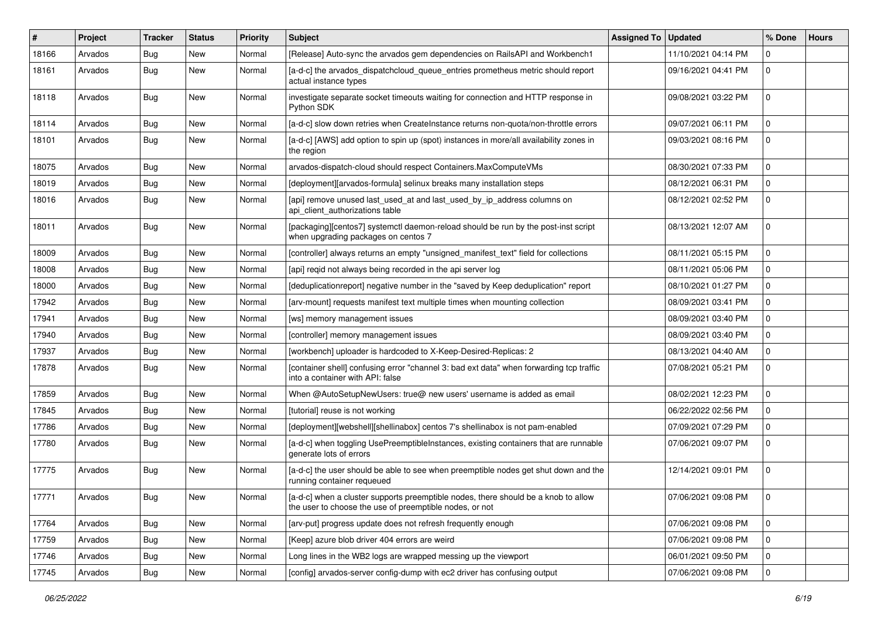| # | Project | Tracker | Status | Priority | Subject | Assigned To | Updated | % Done | Hours |
|---|---|---|---|---|---|---|---|---|---|
| 18166 | Arvados | Bug | New | Normal | [Release] Auto-sync the arvados gem dependencies on RailsAPI and Workbench1 | | 11/10/2021 04:14 PM | 0 | |
| 18161 | Arvados | Bug | New | Normal | [a-d-c] the arvados_dispatchcloud_queue_entries prometheus metric should report actual instance types | | 09/16/2021 04:41 PM | 0 | |
| 18118 | Arvados | Bug | New | Normal | investigate separate socket timeouts waiting for connection and HTTP response in Python SDK | | 09/08/2021 03:22 PM | 0 | |
| 18114 | Arvados | Bug | New | Normal | [a-d-c] slow down retries when CreateInstance returns non-quota/non-throttle errors | | 09/07/2021 06:11 PM | 0 | |
| 18101 | Arvados | Bug | New | Normal | [a-d-c] [AWS] add option to spin up (spot) instances in more/all availability zones in the region | | 09/03/2021 08:16 PM | 0 | |
| 18075 | Arvados | Bug | New | Normal | arvados-dispatch-cloud should respect Containers.MaxComputeVMs | | 08/30/2021 07:33 PM | 0 | |
| 18019 | Arvados | Bug | New | Normal | [deployment][arvados-formula] selinux breaks many installation steps | | 08/12/2021 06:31 PM | 0 | |
| 18016 | Arvados | Bug | New | Normal | [api] remove unused last_used_at and last_used_by_ip_address columns on api_client_authorizations table | | 08/12/2021 02:52 PM | 0 | |
| 18011 | Arvados | Bug | New | Normal | [packaging][centos7] systemctl daemon-reload should be run by the post-inst script when upgrading packages on centos 7 | | 08/13/2021 12:07 AM | 0 | |
| 18009 | Arvados | Bug | New | Normal | [controller] always returns an empty "unsigned_manifest_text" field for collections | | 08/11/2021 05:15 PM | 0 | |
| 18008 | Arvados | Bug | New | Normal | [api] reqid not always being recorded in the api server log | | 08/11/2021 05:06 PM | 0 | |
| 18000 | Arvados | Bug | New | Normal | [deduplicationreport] negative number in the "saved by Keep deduplication" report | | 08/10/2021 01:27 PM | 0 | |
| 17942 | Arvados | Bug | New | Normal | [arv-mount] requests manifest text multiple times when mounting collection | | 08/09/2021 03:41 PM | 0 | |
| 17941 | Arvados | Bug | New | Normal | [ws] memory management issues | | 08/09/2021 03:40 PM | 0 | |
| 17940 | Arvados | Bug | New | Normal | [controller] memory management issues | | 08/09/2021 03:40 PM | 0 | |
| 17937 | Arvados | Bug | New | Normal | [workbench] uploader is hardcoded to X-Keep-Desired-Replicas: 2 | | 08/13/2021 04:40 AM | 0 | |
| 17878 | Arvados | Bug | New | Normal | [container shell] confusing error "channel 3: bad ext data" when forwarding tcp traffic into a container with API: false | | 07/08/2021 05:21 PM | 0 | |
| 17859 | Arvados | Bug | New | Normal | When @AutoSetupNewUsers: true@ new users' username is added as email | | 08/02/2021 12:23 PM | 0 | |
| 17845 | Arvados | Bug | New | Normal | [tutorial] reuse is not working | | 06/22/2022 02:56 PM | 0 | |
| 17786 | Arvados | Bug | New | Normal | [deployment][webshell][shellinabox] centos 7's shellinabox is not pam-enabled | | 07/09/2021 07:29 PM | 0 | |
| 17780 | Arvados | Bug | New | Normal | [a-d-c] when toggling UsePreemptibleInstances, existing containers that are runnable generate lots of errors | | 07/06/2021 09:07 PM | 0 | |
| 17775 | Arvados | Bug | New | Normal | [a-d-c] the user should be able to see when preemptible nodes get shut down and the running container requeued | | 12/14/2021 09:01 PM | 0 | |
| 17771 | Arvados | Bug | New | Normal | [a-d-c] when a cluster supports preemptible nodes, there should be a knob to allow the user to choose the use of preemptible nodes, or not | | 07/06/2021 09:08 PM | 0 | |
| 17764 | Arvados | Bug | New | Normal | [arv-put] progress update does not refresh frequently enough | | 07/06/2021 09:08 PM | 0 | |
| 17759 | Arvados | Bug | New | Normal | [Keep] azure blob driver 404 errors are weird | | 07/06/2021 09:08 PM | 0 | |
| 17746 | Arvados | Bug | New | Normal | Long lines in the WB2 logs are wrapped messing up the viewport | | 06/01/2021 09:50 PM | 0 | |
| 17745 | Arvados | Bug | New | Normal | [config] arvados-server config-dump with ec2 driver has confusing output | | 07/06/2021 09:08 PM | 0 | |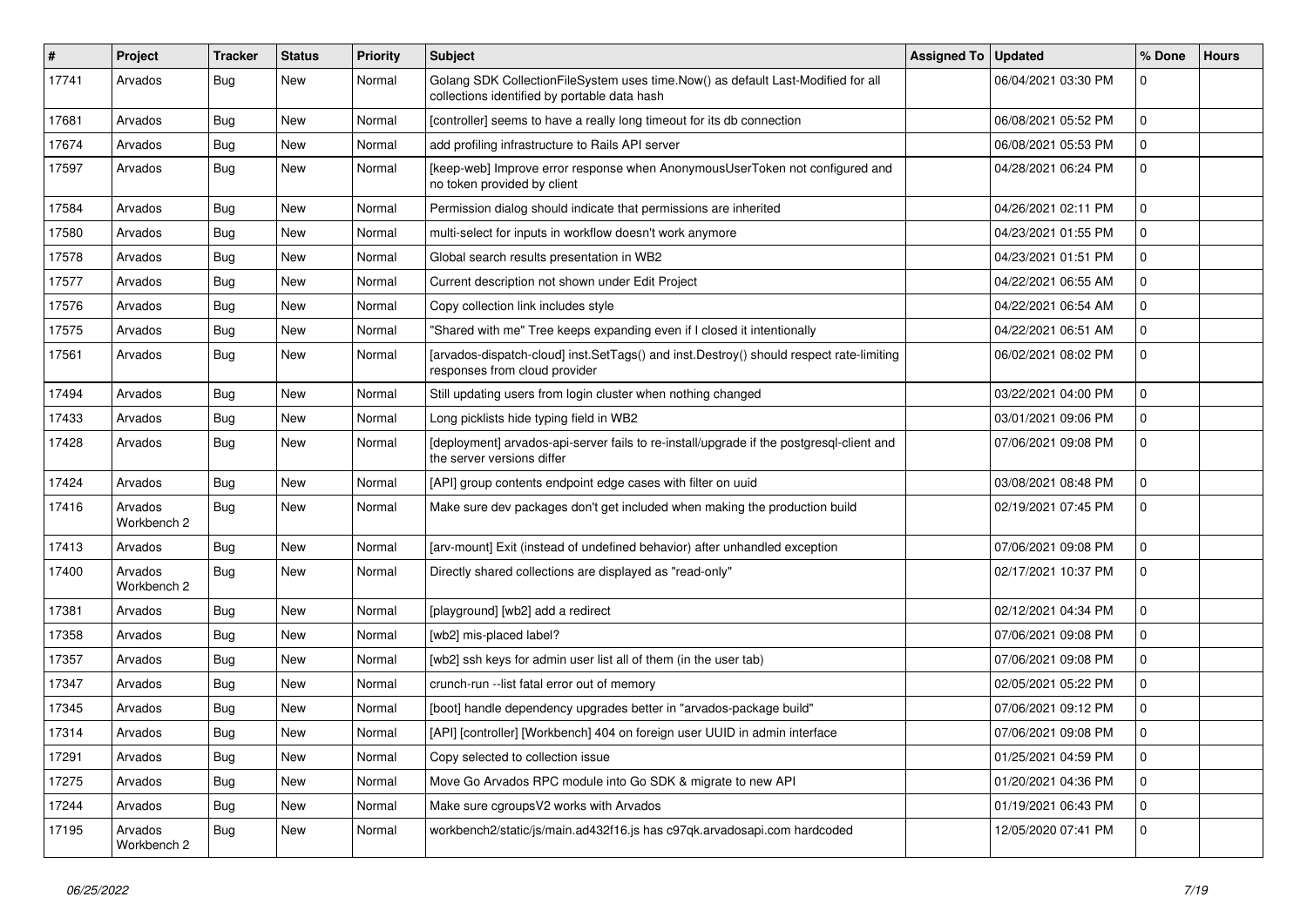| # | Project | Tracker | Status | Priority | Subject | Assigned To | Updated | % Done | Hours |
|---|---|---|---|---|---|---|---|---|---|
| 17741 | Arvados | Bug | New | Normal | Golang SDK CollectionFileSystem uses time.Now() as default Last-Modified for all collections identified by portable data hash | | 06/04/2021 03:30 PM | 0 | |
| 17681 | Arvados | Bug | New | Normal | [controller] seems to have a really long timeout for its db connection | | 06/08/2021 05:52 PM | 0 | |
| 17674 | Arvados | Bug | New | Normal | add profiling infrastructure to Rails API server | | 06/08/2021 05:53 PM | 0 | |
| 17597 | Arvados | Bug | New | Normal | [keep-web] Improve error response when AnonymousUserToken not configured and no token provided by client | | 04/28/2021 06:24 PM | 0 | |
| 17584 | Arvados | Bug | New | Normal | Permission dialog should indicate that permissions are inherited | | 04/26/2021 02:11 PM | 0 | |
| 17580 | Arvados | Bug | New | Normal | multi-select for inputs in workflow doesn't work anymore | | 04/23/2021 01:55 PM | 0 | |
| 17578 | Arvados | Bug | New | Normal | Global search results presentation in WB2 | | 04/23/2021 01:51 PM | 0 | |
| 17577 | Arvados | Bug | New | Normal | Current description not shown under Edit Project | | 04/22/2021 06:55 AM | 0 | |
| 17576 | Arvados | Bug | New | Normal | Copy collection link includes style | | 04/22/2021 06:54 AM | 0 | |
| 17575 | Arvados | Bug | New | Normal | "Shared with me" Tree keeps expanding even if I closed it intentionally | | 04/22/2021 06:51 AM | 0 | |
| 17561 | Arvados | Bug | New | Normal | [arvados-dispatch-cloud] inst.SetTags() and inst.Destroy() should respect rate-limiting responses from cloud provider | | 06/02/2021 08:02 PM | 0 | |
| 17494 | Arvados | Bug | New | Normal | Still updating users from login cluster when nothing changed | | 03/22/2021 04:00 PM | 0 | |
| 17433 | Arvados | Bug | New | Normal | Long picklists hide typing field in WB2 | | 03/01/2021 09:06 PM | 0 | |
| 17428 | Arvados | Bug | New | Normal | [deployment] arvados-api-server fails to re-install/upgrade if the postgresql-client and the server versions differ | | 07/06/2021 09:08 PM | 0 | |
| 17424 | Arvados | Bug | New | Normal | [API] group contents endpoint edge cases with filter on uuid | | 03/08/2021 08:48 PM | 0 | |
| 17416 | Arvados Workbench 2 | Bug | New | Normal | Make sure dev packages don't get included when making the production build | | 02/19/2021 07:45 PM | 0 | |
| 17413 | Arvados | Bug | New | Normal | [arv-mount] Exit (instead of undefined behavior) after unhandled exception | | 07/06/2021 09:08 PM | 0 | |
| 17400 | Arvados Workbench 2 | Bug | New | Normal | Directly shared collections are displayed as "read-only" | | 02/17/2021 10:37 PM | 0 | |
| 17381 | Arvados | Bug | New | Normal | [playground] [wb2] add a redirect | | 02/12/2021 04:34 PM | 0 | |
| 17358 | Arvados | Bug | New | Normal | [wb2] mis-placed label? | | 07/06/2021 09:08 PM | 0 | |
| 17357 | Arvados | Bug | New | Normal | [wb2] ssh keys for admin user list all of them (in the user tab) | | 07/06/2021 09:08 PM | 0 | |
| 17347 | Arvados | Bug | New | Normal | crunch-run --list fatal error out of memory | | 02/05/2021 05:22 PM | 0 | |
| 17345 | Arvados | Bug | New | Normal | [boot] handle dependency upgrades better in "arvados-package build" | | 07/06/2021 09:12 PM | 0 | |
| 17314 | Arvados | Bug | New | Normal | [API] [controller] [Workbench] 404 on foreign user UUID in admin interface | | 07/06/2021 09:08 PM | 0 | |
| 17291 | Arvados | Bug | New | Normal | Copy selected to collection issue | | 01/25/2021 04:59 PM | 0 | |
| 17275 | Arvados | Bug | New | Normal | Move Go Arvados RPC module into Go SDK & migrate to new API | | 01/20/2021 04:36 PM | 0 | |
| 17244 | Arvados | Bug | New | Normal | Make sure cgroupsV2 works with Arvados | | 01/19/2021 06:43 PM | 0 | |
| 17195 | Arvados Workbench 2 | Bug | New | Normal | workbench2/static/js/main.ad432f16.js has c97qk.arvadosapi.com hardcoded | | 12/05/2020 07:41 PM | 0 | |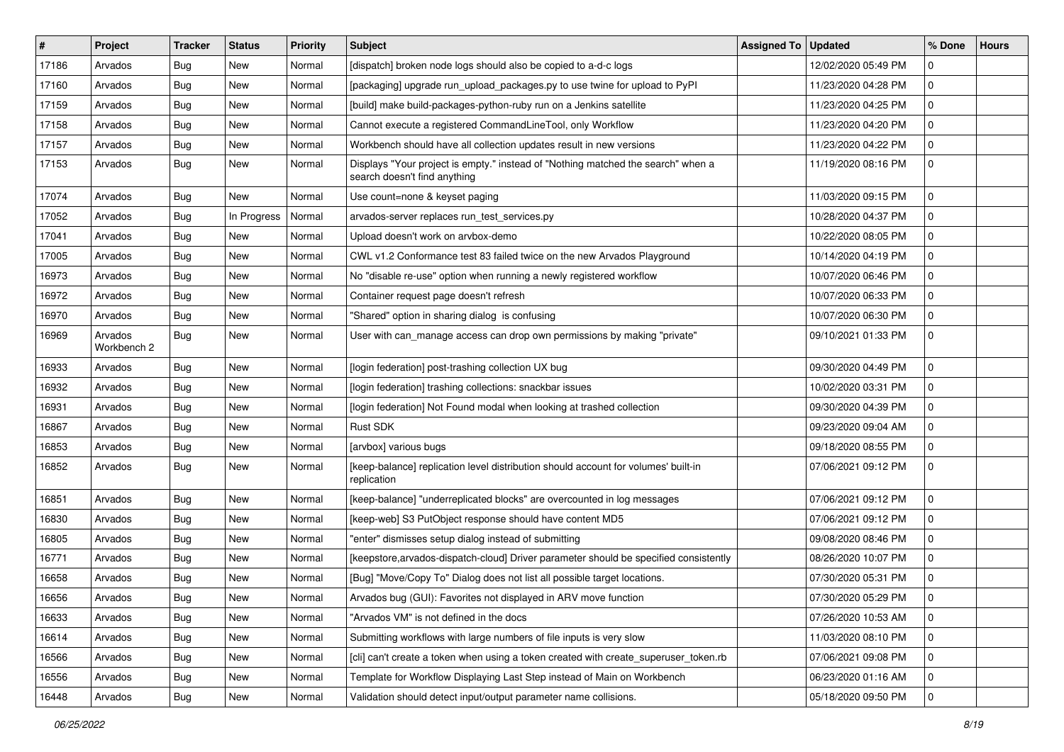| # | Project | Tracker | Status | Priority | Subject | Assigned To | Updated | % Done | Hours |
|---|---|---|---|---|---|---|---|---|---|
| 17186 | Arvados | Bug | New | Normal | [dispatch] broken node logs should also be copied to a-d-c logs | | 12/02/2020 05:49 PM | 0 | |
| 17160 | Arvados | Bug | New | Normal | [packaging] upgrade run_upload_packages.py to use twine for upload to PyPI | | 11/23/2020 04:28 PM | 0 | |
| 17159 | Arvados | Bug | New | Normal | [build] make build-packages-python-ruby run on a Jenkins satellite | | 11/23/2020 04:25 PM | 0 | |
| 17158 | Arvados | Bug | New | Normal | Cannot execute a registered CommandLineTool, only Workflow | | 11/23/2020 04:20 PM | 0 | |
| 17157 | Arvados | Bug | New | Normal | Workbench should have all collection updates result in new versions | | 11/23/2020 04:22 PM | 0 | |
| 17153 | Arvados | Bug | New | Normal | Displays "Your project is empty." instead of "Nothing matched the search" when a search doesn't find anything | | 11/19/2020 08:16 PM | 0 | |
| 17074 | Arvados | Bug | New | Normal | Use count=none & keyset paging | | 11/03/2020 09:15 PM | 0 | |
| 17052 | Arvados | Bug | In Progress | Normal | arvados-server replaces run_test_services.py | | 10/28/2020 04:37 PM | 0 | |
| 17041 | Arvados | Bug | New | Normal | Upload doesn't work on arvbox-demo | | 10/22/2020 08:05 PM | 0 | |
| 17005 | Arvados | Bug | New | Normal | CWL v1.2 Conformance test 83 failed twice on the new Arvados Playground | | 10/14/2020 04:19 PM | 0 | |
| 16973 | Arvados | Bug | New | Normal | No "disable re-use" option when running a newly registered workflow | | 10/07/2020 06:46 PM | 0 | |
| 16972 | Arvados | Bug | New | Normal | Container request page doesn't refresh | | 10/07/2020 06:33 PM | 0 | |
| 16970 | Arvados | Bug | New | Normal | "Shared" option in sharing dialog is confusing | | 10/07/2020 06:30 PM | 0 | |
| 16969 | Arvados Workbench 2 | Bug | New | Normal | User with can_manage access can drop own permissions by making "private" | | 09/10/2021 01:33 PM | 0 | |
| 16933 | Arvados | Bug | New | Normal | [login federation] post-trashing collection UX bug | | 09/30/2020 04:49 PM | 0 | |
| 16932 | Arvados | Bug | New | Normal | [login federation] trashing collections: snackbar issues | | 10/02/2020 03:31 PM | 0 | |
| 16931 | Arvados | Bug | New | Normal | [login federation] Not Found modal when looking at trashed collection | | 09/30/2020 04:39 PM | 0 | |
| 16867 | Arvados | Bug | New | Normal | Rust SDK | | 09/23/2020 09:04 AM | 0 | |
| 16853 | Arvados | Bug | New | Normal | [arvbox] various bugs | | 09/18/2020 08:55 PM | 0 | |
| 16852 | Arvados | Bug | New | Normal | [keep-balance] replication level distribution should account for volumes' built-in replication | | 07/06/2021 09:12 PM | 0 | |
| 16851 | Arvados | Bug | New | Normal | [keep-balance] "underreplicated blocks" are overcounted in log messages | | 07/06/2021 09:12 PM | 0 | |
| 16830 | Arvados | Bug | New | Normal | [keep-web] S3 PutObject response should have content MD5 | | 07/06/2021 09:12 PM | 0 | |
| 16805 | Arvados | Bug | New | Normal | "enter" dismisses setup dialog instead of submitting | | 09/08/2020 08:46 PM | 0 | |
| 16771 | Arvados | Bug | New | Normal | [keepstore,arvados-dispatch-cloud] Driver parameter should be specified consistently | | 08/26/2020 10:07 PM | 0 | |
| 16658 | Arvados | Bug | New | Normal | [Bug] "Move/Copy To" Dialog does not list all possible target locations. | | 07/30/2020 05:31 PM | 0 | |
| 16656 | Arvados | Bug | New | Normal | Arvados bug (GUI): Favorites not displayed in ARV move function | | 07/30/2020 05:29 PM | 0 | |
| 16633 | Arvados | Bug | New | Normal | "Arvados VM" is not defined in the docs | | 07/26/2020 10:53 AM | 0 | |
| 16614 | Arvados | Bug | New | Normal | Submitting workflows with large numbers of file inputs is very slow | | 11/03/2020 08:10 PM | 0 | |
| 16566 | Arvados | Bug | New | Normal | [cli] can't create a token when using a token created with create_superuser_token.rb | | 07/06/2021 09:08 PM | 0 | |
| 16556 | Arvados | Bug | New | Normal | Template for Workflow Displaying Last Step instead of Main on Workbench | | 06/23/2020 01:16 AM | 0 | |
| 16448 | Arvados | Bug | New | Normal | Validation should detect input/output parameter name collisions. | | 05/18/2020 09:50 PM | 0 | |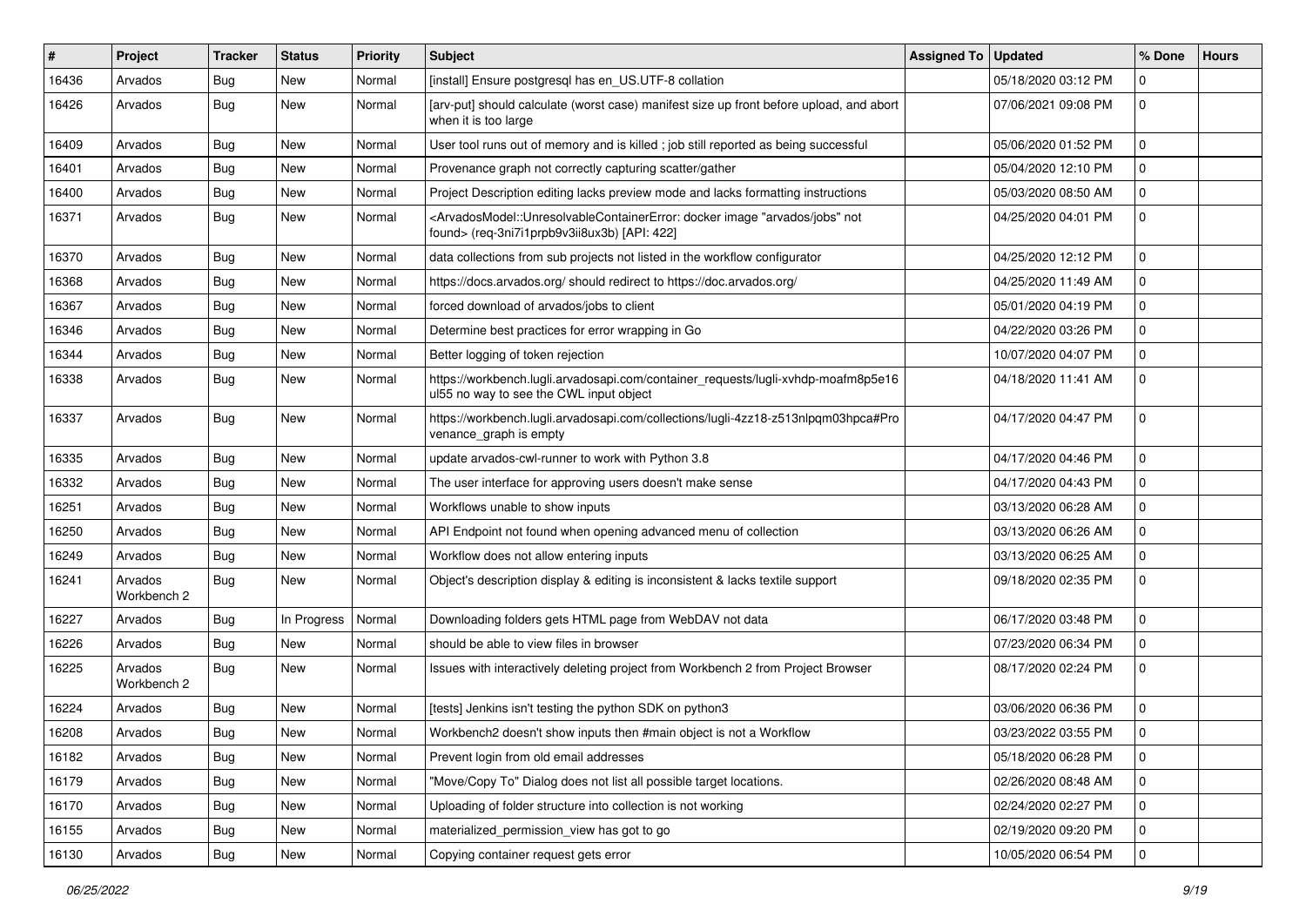| # | Project | Tracker | Status | Priority | Subject | Assigned To | Updated | % Done | Hours |
|---|---|---|---|---|---|---|---|---|---|
| 16436 | Arvados | Bug | New | Normal | [install] Ensure postgresql has en_US.UTF-8 collation | | 05/18/2020 03:12 PM | 0 | |
| 16426 | Arvados | Bug | New | Normal | [arv-put] should calculate (worst case) manifest size up front before upload, and abort when it is too large | | 07/06/2021 09:08 PM | 0 | |
| 16409 | Arvados | Bug | New | Normal | User tool runs out of memory and is killed ; job still reported as being successful | | 05/06/2020 01:52 PM | 0 | |
| 16401 | Arvados | Bug | New | Normal | Provenance graph not correctly capturing scatter/gather | | 05/04/2020 12:10 PM | 0 | |
| 16400 | Arvados | Bug | New | Normal | Project Description editing lacks preview mode and lacks formatting instructions | | 05/03/2020 08:50 AM | 0 | |
| 16371 | Arvados | Bug | New | Normal | <ArvadosModel::UnresolvableContainerError: docker image "arvados/jobs" not found> (req-3ni7i1prpb9v3ii8ux3b) [API: 422] | | 04/25/2020 04:01 PM | 0 | |
| 16370 | Arvados | Bug | New | Normal | data collections from sub projects not listed in the workflow configurator | | 04/25/2020 12:12 PM | 0 | |
| 16368 | Arvados | Bug | New | Normal | https://docs.arvados.org/ should redirect to https://doc.arvados.org/ | | 04/25/2020 11:49 AM | 0 | |
| 16367 | Arvados | Bug | New | Normal | forced download of arvados/jobs to client | | 05/01/2020 04:19 PM | 0 | |
| 16346 | Arvados | Bug | New | Normal | Determine best practices for error wrapping in Go | | 04/22/2020 03:26 PM | 0 | |
| 16344 | Arvados | Bug | New | Normal | Better logging of token rejection | | 10/07/2020 04:07 PM | 0 | |
| 16338 | Arvados | Bug | New | Normal | https://workbench.lugli.arvadosapi.com/container_requests/lugli-xvhdp-moafm8p5e16ul55 no way to see the CWL input object | | 04/18/2020 11:41 AM | 0 | |
| 16337 | Arvados | Bug | New | Normal | https://workbench.lugli.arvadosapi.com/collections/lugli-4zz18-z513nlpqm03hpca#Provenance_graph is empty | | 04/17/2020 04:47 PM | 0 | |
| 16335 | Arvados | Bug | New | Normal | update arvados-cwl-runner to work with Python 3.8 | | 04/17/2020 04:46 PM | 0 | |
| 16332 | Arvados | Bug | New | Normal | The user interface for approving users doesn't make sense | | 04/17/2020 04:43 PM | 0 | |
| 16251 | Arvados | Bug | New | Normal | Workflows unable to show inputs | | 03/13/2020 06:28 AM | 0 | |
| 16250 | Arvados | Bug | New | Normal | API Endpoint not found when opening advanced menu of collection | | 03/13/2020 06:26 AM | 0 | |
| 16249 | Arvados | Bug | New | Normal | Workflow does not allow entering inputs | | 03/13/2020 06:25 AM | 0 | |
| 16241 | Arvados Workbench 2 | Bug | New | Normal | Object's description display & editing is inconsistent & lacks textile support | | 09/18/2020 02:35 PM | 0 | |
| 16227 | Arvados | Bug | In Progress | Normal | Downloading folders gets HTML page from WebDAV not data | | 06/17/2020 03:48 PM | 0 | |
| 16226 | Arvados | Bug | New | Normal | should be able to view files in browser | | 07/23/2020 06:34 PM | 0 | |
| 16225 | Arvados Workbench 2 | Bug | New | Normal | Issues with interactively deleting project from Workbench 2 from Project Browser | | 08/17/2020 02:24 PM | 0 | |
| 16224 | Arvados | Bug | New | Normal | [tests] Jenkins isn't testing the python SDK on python3 | | 03/06/2020 06:36 PM | 0 | |
| 16208 | Arvados | Bug | New | Normal | Workbench2 doesn't show inputs then #main object is not a Workflow | | 03/23/2022 03:55 PM | 0 | |
| 16182 | Arvados | Bug | New | Normal | Prevent login from old email addresses | | 05/18/2020 06:28 PM | 0 | |
| 16179 | Arvados | Bug | New | Normal | "Move/Copy To" Dialog does not list all possible target locations. | | 02/26/2020 08:48 AM | 0 | |
| 16170 | Arvados | Bug | New | Normal | Uploading of folder structure into collection is not working | | 02/24/2020 02:27 PM | 0 | |
| 16155 | Arvados | Bug | New | Normal | materialized_permission_view has got to go | | 02/19/2020 09:20 PM | 0 | |
| 16130 | Arvados | Bug | New | Normal | Copying container request gets error | | 10/05/2020 06:54 PM | 0 | |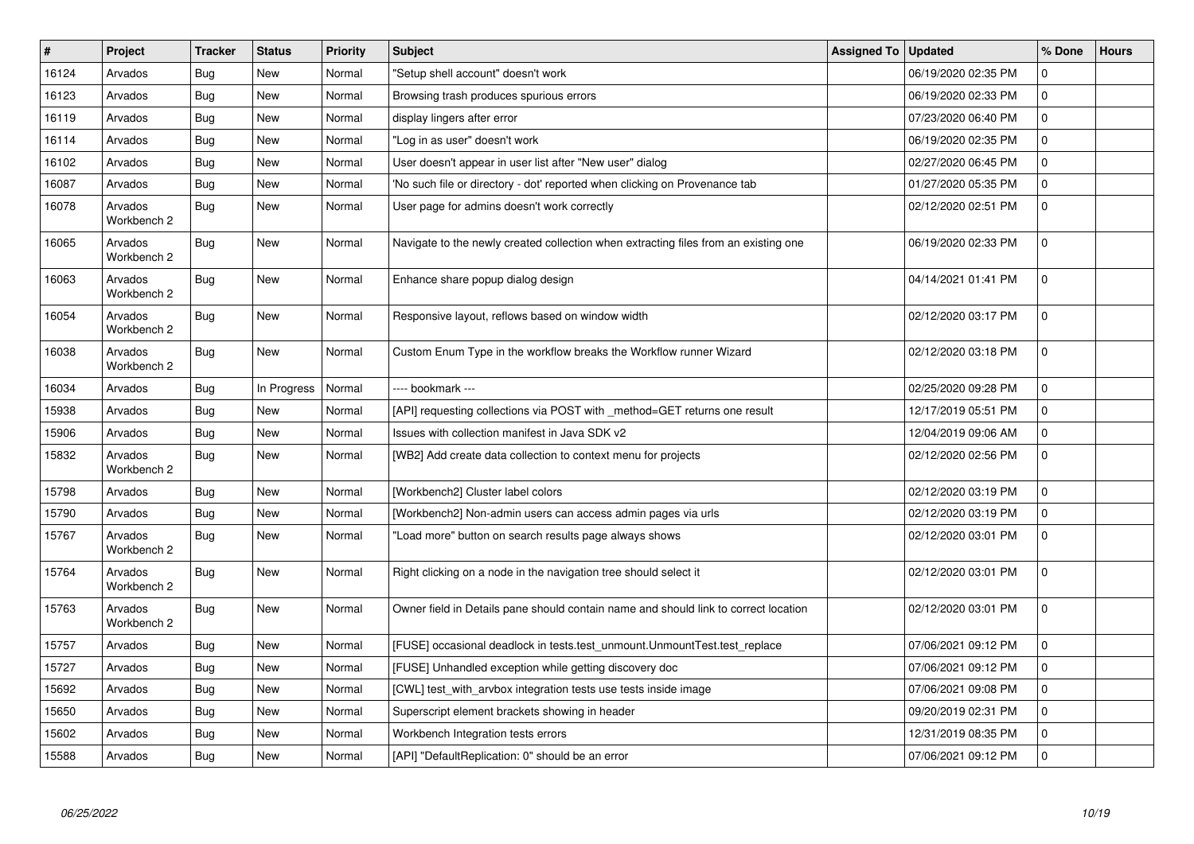| # | Project | Tracker | Status | Priority | Subject | Assigned To | Updated | % Done | Hours |
|---|---|---|---|---|---|---|---|---|---|
| 16124 | Arvados | Bug | New | Normal | "Setup shell account" doesn't work | | 06/19/2020 02:35 PM | 0 | |
| 16123 | Arvados | Bug | New | Normal | Browsing trash produces spurious errors | | 06/19/2020 02:33 PM | 0 | |
| 16119 | Arvados | Bug | New | Normal | display lingers after error | | 07/23/2020 06:40 PM | 0 | |
| 16114 | Arvados | Bug | New | Normal | "Log in as user" doesn't work | | 06/19/2020 02:35 PM | 0 | |
| 16102 | Arvados | Bug | New | Normal | User doesn't appear in user list after "New user" dialog | | 02/27/2020 06:45 PM | 0 | |
| 16087 | Arvados | Bug | New | Normal | 'No such file or directory - dot' reported when clicking on Provenance tab | | 01/27/2020 05:35 PM | 0 | |
| 16078 | Arvados Workbench 2 | Bug | New | Normal | User page for admins doesn't work correctly | | 02/12/2020 02:51 PM | 0 | |
| 16065 | Arvados Workbench 2 | Bug | New | Normal | Navigate to the newly created collection when extracting files from an existing one | | 06/19/2020 02:33 PM | 0 | |
| 16063 | Arvados Workbench 2 | Bug | New | Normal | Enhance share popup dialog design | | 04/14/2021 01:41 PM | 0 | |
| 16054 | Arvados Workbench 2 | Bug | New | Normal | Responsive layout, reflows based on window width | | 02/12/2020 03:17 PM | 0 | |
| 16038 | Arvados Workbench 2 | Bug | New | Normal | Custom Enum Type in the workflow breaks the Workflow runner Wizard | | 02/12/2020 03:18 PM | 0 | |
| 16034 | Arvados | Bug | In Progress | Normal | ---- bookmark --- | | 02/25/2020 09:28 PM | 0 | |
| 15938 | Arvados | Bug | New | Normal | [API] requesting collections via POST with _method=GET returns one result | | 12/17/2019 05:51 PM | 0 | |
| 15906 | Arvados | Bug | New | Normal | Issues with collection manifest in Java SDK v2 | | 12/04/2019 09:06 AM | 0 | |
| 15832 | Arvados Workbench 2 | Bug | New | Normal | [WB2] Add create data collection to context menu for projects | | 02/12/2020 02:56 PM | 0 | |
| 15798 | Arvados | Bug | New | Normal | [Workbench2] Cluster label colors | | 02/12/2020 03:19 PM | 0 | |
| 15790 | Arvados | Bug | New | Normal | [Workbench2] Non-admin users can access admin pages via urls | | 02/12/2020 03:19 PM | 0 | |
| 15767 | Arvados Workbench 2 | Bug | New | Normal | "Load more" button on search results page always shows | | 02/12/2020 03:01 PM | 0 | |
| 15764 | Arvados Workbench 2 | Bug | New | Normal | Right clicking on a node in the navigation tree should select it | | 02/12/2020 03:01 PM | 0 | |
| 15763 | Arvados Workbench 2 | Bug | New | Normal | Owner field in Details pane should contain name and should link to correct location | | 02/12/2020 03:01 PM | 0 | |
| 15757 | Arvados | Bug | New | Normal | [FUSE] occasional deadlock in tests.test_unmount.UnmountTest.test_replace | | 07/06/2021 09:12 PM | 0 | |
| 15727 | Arvados | Bug | New | Normal | [FUSE] Unhandled exception while getting discovery doc | | 07/06/2021 09:12 PM | 0 | |
| 15692 | Arvados | Bug | New | Normal | [CWL] test_with_arvbox integration tests use tests inside image | | 07/06/2021 09:08 PM | 0 | |
| 15650 | Arvados | Bug | New | Normal | Superscript element brackets showing in header | | 09/20/2019 02:31 PM | 0 | |
| 15602 | Arvados | Bug | New | Normal | Workbench Integration tests errors | | 12/31/2019 08:35 PM | 0 | |
| 15588 | Arvados | Bug | New | Normal | [API] "DefaultReplication: 0" should be an error | | 07/06/2021 09:12 PM | 0 | |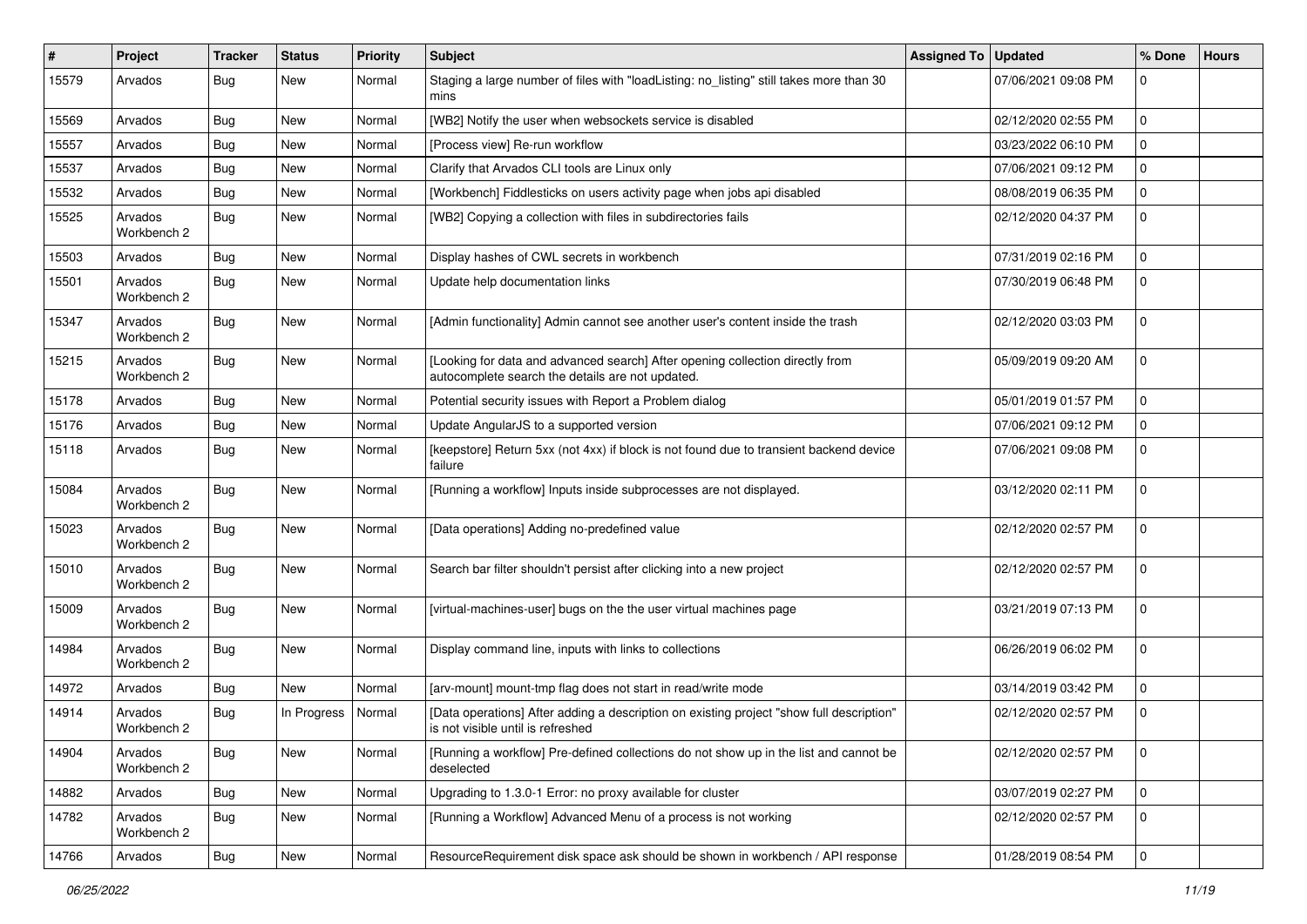| # | Project | Tracker | Status | Priority | Subject | Assigned To | Updated | % Done | Hours |
|---|---|---|---|---|---|---|---|---|---|
| 15579 | Arvados | Bug | New | Normal | Staging a large number of files with "loadListing: no_listing" still takes more than 30 mins | | 07/06/2021 09:08 PM | 0 | |
| 15569 | Arvados | Bug | New | Normal | [WB2] Notify the user when websockets service is disabled | | 02/12/2020 02:55 PM | 0 | |
| 15557 | Arvados | Bug | New | Normal | [Process view] Re-run workflow | | 03/23/2022 06:10 PM | 0 | |
| 15537 | Arvados | Bug | New | Normal | Clarify that Arvados CLI tools are Linux only | | 07/06/2021 09:12 PM | 0 | |
| 15532 | Arvados | Bug | New | Normal | [Workbench] Fiddlesticks on users activity page when jobs api disabled | | 08/08/2019 06:35 PM | 0 | |
| 15525 | Arvados Workbench 2 | Bug | New | Normal | [WB2] Copying a collection with files in subdirectories fails | | 02/12/2020 04:37 PM | 0 | |
| 15503 | Arvados | Bug | New | Normal | Display hashes of CWL secrets in workbench | | 07/31/2019 02:16 PM | 0 | |
| 15501 | Arvados Workbench 2 | Bug | New | Normal | Update help documentation links | | 07/30/2019 06:48 PM | 0 | |
| 15347 | Arvados Workbench 2 | Bug | New | Normal | [Admin functionality] Admin cannot see another user's content inside the trash | | 02/12/2020 03:03 PM | 0 | |
| 15215 | Arvados Workbench 2 | Bug | New | Normal | [Looking for data and advanced search] After opening collection directly from autocomplete search the details are not updated. | | 05/09/2019 09:20 AM | 0 | |
| 15178 | Arvados | Bug | New | Normal | Potential security issues with Report a Problem dialog | | 05/01/2019 01:57 PM | 0 | |
| 15176 | Arvados | Bug | New | Normal | Update AngularJS to a supported version | | 07/06/2021 09:12 PM | 0 | |
| 15118 | Arvados | Bug | New | Normal | [keepstore] Return 5xx (not 4xx) if block is not found due to transient backend device failure | | 07/06/2021 09:08 PM | 0 | |
| 15084 | Arvados Workbench 2 | Bug | New | Normal | [Running a workflow] Inputs inside subprocesses are not displayed. | | 03/12/2020 02:11 PM | 0 | |
| 15023 | Arvados Workbench 2 | Bug | New | Normal | [Data operations] Adding no-predefined value | | 02/12/2020 02:57 PM | 0 | |
| 15010 | Arvados Workbench 2 | Bug | New | Normal | Search bar filter shouldn't persist after clicking into a new project | | 02/12/2020 02:57 PM | 0 | |
| 15009 | Arvados Workbench 2 | Bug | New | Normal | [virtual-machines-user] bugs on the the user virtual machines page | | 03/21/2019 07:13 PM | 0 | |
| 14984 | Arvados Workbench 2 | Bug | New | Normal | Display command line, inputs with links to collections | | 06/26/2019 06:02 PM | 0 | |
| 14972 | Arvados | Bug | New | Normal | [arv-mount] mount-tmp flag does not start in read/write mode | | 03/14/2019 03:42 PM | 0 | |
| 14914 | Arvados Workbench 2 | Bug | In Progress | Normal | [Data operations] After adding a description on existing project "show full description" is not visible until is refreshed | | 02/12/2020 02:57 PM | 0 | |
| 14904 | Arvados Workbench 2 | Bug | New | Normal | [Running a workflow] Pre-defined collections do not show up in the list and cannot be deselected | | 02/12/2020 02:57 PM | 0 | |
| 14882 | Arvados | Bug | New | Normal | Upgrading to 1.3.0-1 Error: no proxy available for cluster | | 03/07/2019 02:27 PM | 0 | |
| 14782 | Arvados Workbench 2 | Bug | New | Normal | [Running a Workflow] Advanced Menu of a process is not working | | 02/12/2020 02:57 PM | 0 | |
| 14766 | Arvados | Bug | New | Normal | ResourceRequirement disk space ask should be shown in workbench / API response | | 01/28/2019 08:54 PM | 0 | |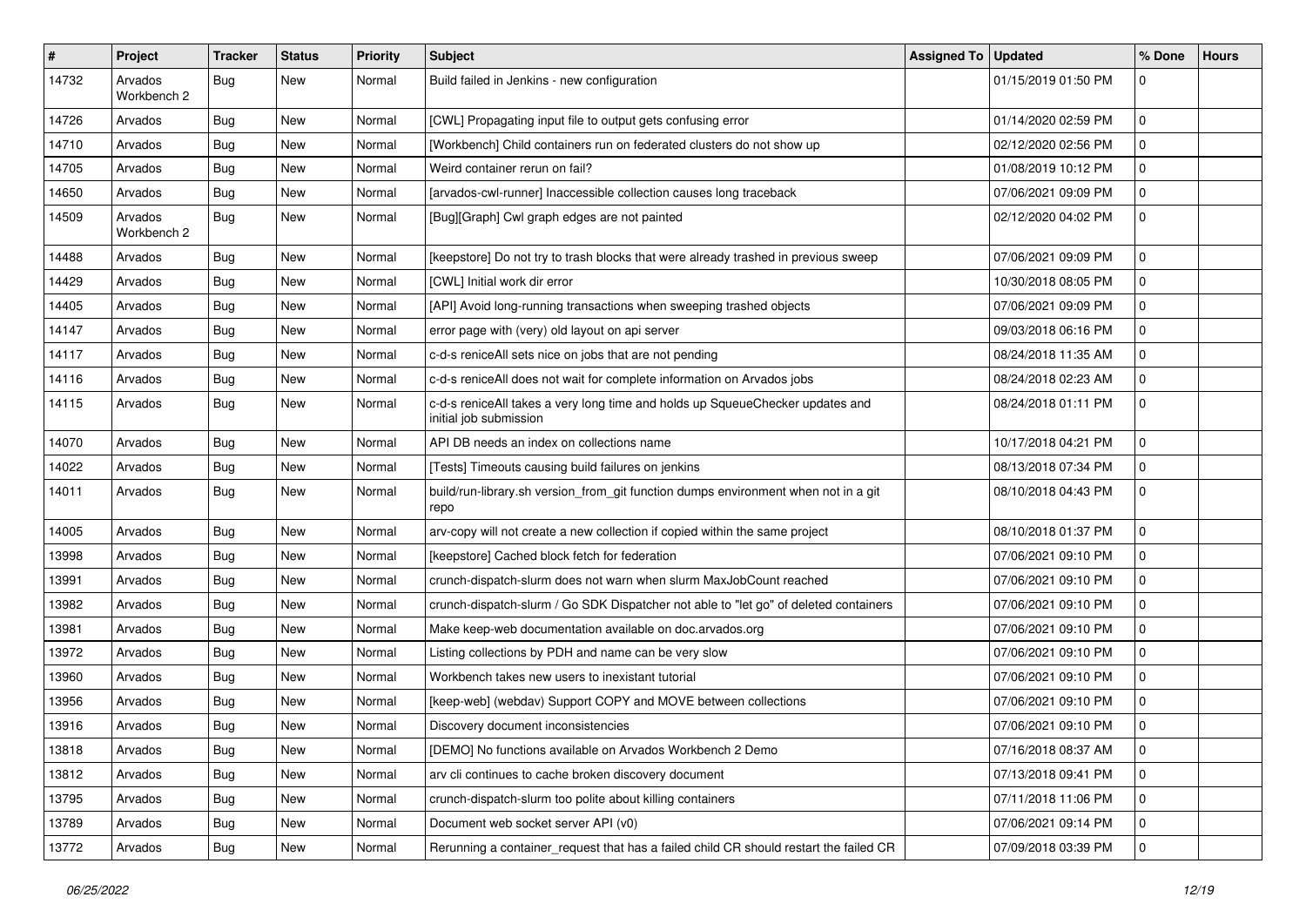| # | Project | Tracker | Status | Priority | Subject | Assigned To | Updated | % Done | Hours |
|---|---|---|---|---|---|---|---|---|---|
| 14732 | Arvados Workbench 2 | Bug | New | Normal | Build failed in Jenkins - new configuration | | 01/15/2019 01:50 PM | 0 | |
| 14726 | Arvados | Bug | New | Normal | [CWL] Propagating input file to output gets confusing error | | 01/14/2020 02:59 PM | 0 | |
| 14710 | Arvados | Bug | New | Normal | [Workbench] Child containers run on federated clusters do not show up | | 02/12/2020 02:56 PM | 0 | |
| 14705 | Arvados | Bug | New | Normal | Weird container rerun on fail? | | 01/08/2019 10:12 PM | 0 | |
| 14650 | Arvados | Bug | New | Normal | [arvados-cwl-runner] Inaccessible collection causes long traceback | | 07/06/2021 09:09 PM | 0 | |
| 14509 | Arvados Workbench 2 | Bug | New | Normal | [Bug][Graph] Cwl graph edges are not painted | | 02/12/2020 04:02 PM | 0 | |
| 14488 | Arvados | Bug | New | Normal | [keepstore] Do not try to trash blocks that were already trashed in previous sweep | | 07/06/2021 09:09 PM | 0 | |
| 14429 | Arvados | Bug | New | Normal | [CWL] Initial work dir error | | 10/30/2018 08:05 PM | 0 | |
| 14405 | Arvados | Bug | New | Normal | [API] Avoid long-running transactions when sweeping trashed objects | | 07/06/2021 09:09 PM | 0 | |
| 14147 | Arvados | Bug | New | Normal | error page with (very) old layout on api server | | 09/03/2018 06:16 PM | 0 | |
| 14117 | Arvados | Bug | New | Normal | c-d-s reniceAll sets nice on jobs that are not pending | | 08/24/2018 11:35 AM | 0 | |
| 14116 | Arvados | Bug | New | Normal | c-d-s reniceAll does not wait for complete information on Arvados jobs | | 08/24/2018 02:23 AM | 0 | |
| 14115 | Arvados | Bug | New | Normal | c-d-s reniceAll takes a very long time and holds up SqueueChecker updates and initial job submission | | 08/24/2018 01:11 PM | 0 | |
| 14070 | Arvados | Bug | New | Normal | API DB needs an index on collections name | | 10/17/2018 04:21 PM | 0 | |
| 14022 | Arvados | Bug | New | Normal | [Tests] Timeouts causing build failures on jenkins | | 08/13/2018 07:34 PM | 0 | |
| 14011 | Arvados | Bug | New | Normal | build/run-library.sh version_from_git function dumps environment when not in a git repo | | 08/10/2018 04:43 PM | 0 | |
| 14005 | Arvados | Bug | New | Normal | arv-copy will not create a new collection if copied within the same project | | 08/10/2018 01:37 PM | 0 | |
| 13998 | Arvados | Bug | New | Normal | [keepstore] Cached block fetch for federation | | 07/06/2021 09:10 PM | 0 | |
| 13991 | Arvados | Bug | New | Normal | crunch-dispatch-slurm does not warn when slurm MaxJobCount reached | | 07/06/2021 09:10 PM | 0 | |
| 13982 | Arvados | Bug | New | Normal | crunch-dispatch-slurm / Go SDK Dispatcher not able to "let go" of deleted containers | | 07/06/2021 09:10 PM | 0 | |
| 13981 | Arvados | Bug | New | Normal | Make keep-web documentation available on doc.arvados.org | | 07/06/2021 09:10 PM | 0 | |
| 13972 | Arvados | Bug | New | Normal | Listing collections by PDH and name can be very slow | | 07/06/2021 09:10 PM | 0 | |
| 13960 | Arvados | Bug | New | Normal | Workbench takes new users to inexistant tutorial | | 07/06/2021 09:10 PM | 0 | |
| 13956 | Arvados | Bug | New | Normal | [keep-web] (webdav) Support COPY and MOVE between collections | | 07/06/2021 09:10 PM | 0 | |
| 13916 | Arvados | Bug | New | Normal | Discovery document inconsistencies | | 07/06/2021 09:10 PM | 0 | |
| 13818 | Arvados | Bug | New | Normal | [DEMO] No functions available on Arvados Workbench 2 Demo | | 07/16/2018 08:37 AM | 0 | |
| 13812 | Arvados | Bug | New | Normal | arv cli continues to cache broken discovery document | | 07/13/2018 09:41 PM | 0 | |
| 13795 | Arvados | Bug | New | Normal | crunch-dispatch-slurm too polite about killing containers | | 07/11/2018 11:06 PM | 0 | |
| 13789 | Arvados | Bug | New | Normal | Document web socket server API (v0) | | 07/06/2021 09:14 PM | 0 | |
| 13772 | Arvados | Bug | New | Normal | Rerunning a container_request that has a failed child CR should restart the failed CR | | 07/09/2018 03:39 PM | 0 | |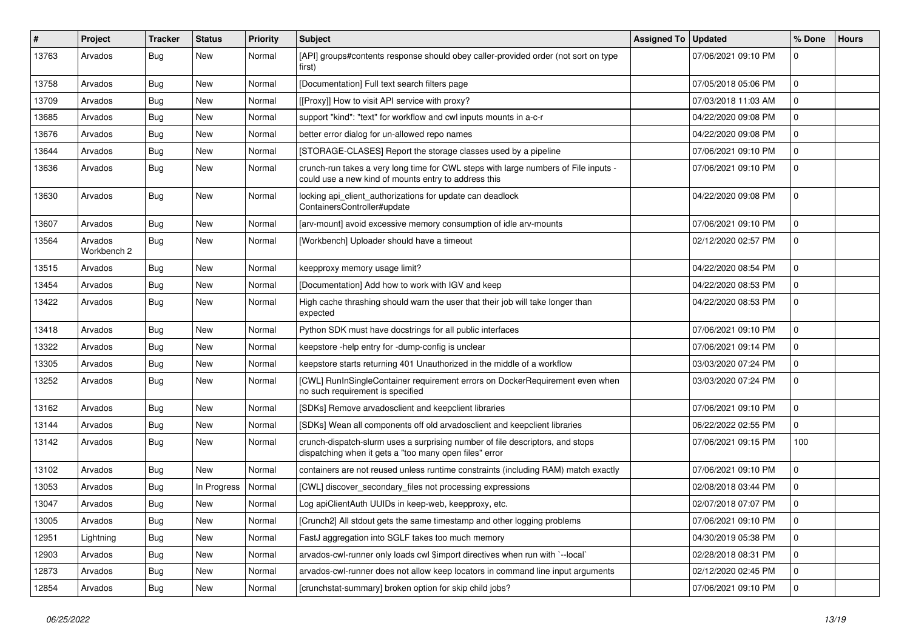| # | Project | Tracker | Status | Priority | Subject | Assigned To | Updated | % Done | Hours |
|---|---|---|---|---|---|---|---|---|---|
| 13763 | Arvados | Bug | New | Normal | [API] groups#contents response should obey caller-provided order (not sort on type first) | | 07/06/2021 09:10 PM | 0 | |
| 13758 | Arvados | Bug | New | Normal | [Documentation] Full text search filters page | | 07/05/2018 05:06 PM | 0 | |
| 13709 | Arvados | Bug | New | Normal | [[Proxy]] How to visit API service with proxy? | | 07/03/2018 11:03 AM | 0 | |
| 13685 | Arvados | Bug | New | Normal | support "kind": "text" for workflow and cwl inputs mounts in a-c-r | | 04/22/2020 09:08 PM | 0 | |
| 13676 | Arvados | Bug | New | Normal | better error dialog for un-allowed repo names | | 04/22/2020 09:08 PM | 0 | |
| 13644 | Arvados | Bug | New | Normal | [STORAGE-CLASES] Report the storage classes used by a pipeline | | 07/06/2021 09:10 PM | 0 | |
| 13636 | Arvados | Bug | New | Normal | crunch-run takes a very long time for CWL steps with large numbers of File inputs - could use a new kind of mounts entry to address this | | 07/06/2021 09:10 PM | 0 | |
| 13630 | Arvados | Bug | New | Normal | locking api_client_authorizations for update can deadlock ContainersController#update | | 04/22/2020 09:08 PM | 0 | |
| 13607 | Arvados | Bug | New | Normal | [arv-mount] avoid excessive memory consumption of idle arv-mounts | | 07/06/2021 09:10 PM | 0 | |
| 13564 | Arvados Workbench 2 | Bug | New | Normal | [Workbench] Uploader should have a timeout | | 02/12/2020 02:57 PM | 0 | |
| 13515 | Arvados | Bug | New | Normal | keepproxy memory usage limit? | | 04/22/2020 08:54 PM | 0 | |
| 13454 | Arvados | Bug | New | Normal | [Documentation] Add how to work with IGV and keep | | 04/22/2020 08:53 PM | 0 | |
| 13422 | Arvados | Bug | New | Normal | High cache thrashing should warn the user that their job will take longer than expected | | 04/22/2020 08:53 PM | 0 | |
| 13418 | Arvados | Bug | New | Normal | Python SDK must have docstrings for all public interfaces | | 07/06/2021 09:10 PM | 0 | |
| 13322 | Arvados | Bug | New | Normal | keepstore -help entry for -dump-config is unclear | | 07/06/2021 09:14 PM | 0 | |
| 13305 | Arvados | Bug | New | Normal | keepstore starts returning 401 Unauthorized in the middle of a workflow | | 03/03/2020 07:24 PM | 0 | |
| 13252 | Arvados | Bug | New | Normal | [CWL] RunInSingleContainer requirement errors on DockerRequirement even when no such requirement is specified | | 03/03/2020 07:24 PM | 0 | |
| 13162 | Arvados | Bug | New | Normal | [SDKs] Remove arvadosclient and keepclient libraries | | 07/06/2021 09:10 PM | 0 | |
| 13144 | Arvados | Bug | New | Normal | [SDKs] Wean all components off old arvadosclient and keepclient libraries | | 06/22/2022 02:55 PM | 0 | |
| 13142 | Arvados | Bug | New | Normal | crunch-dispatch-slurm uses a surprising number of file descriptors, and stops dispatching when it gets a "too many open files" error | | 07/06/2021 09:15 PM | 100 | |
| 13102 | Arvados | Bug | New | Normal | containers are not reused unless runtime constraints (including RAM) match exactly | | 07/06/2021 09:10 PM | 0 | |
| 13053 | Arvados | Bug | In Progress | Normal | [CWL] discover_secondary_files not processing expressions | | 02/08/2018 03:44 PM | 0 | |
| 13047 | Arvados | Bug | New | Normal | Log apiClientAuth UUIDs in keep-web, keepproxy, etc. | | 02/07/2018 07:07 PM | 0 | |
| 13005 | Arvados | Bug | New | Normal | [Crunch2] All stdout gets the same timestamp and other logging problems | | 07/06/2021 09:10 PM | 0 | |
| 12951 | Lightning | Bug | New | Normal | FastJ aggregation into SGLF takes too much memory | | 04/30/2019 05:38 PM | 0 | |
| 12903 | Arvados | Bug | New | Normal | arvados-cwl-runner only loads cwl $import directives when run with `--local` | | 02/28/2018 08:31 PM | 0 | |
| 12873 | Arvados | Bug | New | Normal | arvados-cwl-runner does not allow keep locators in command line input arguments | | 02/12/2020 02:45 PM | 0 | |
| 12854 | Arvados | Bug | New | Normal | [crunchstat-summary] broken option for skip child jobs? | | 07/06/2021 09:10 PM | 0 | |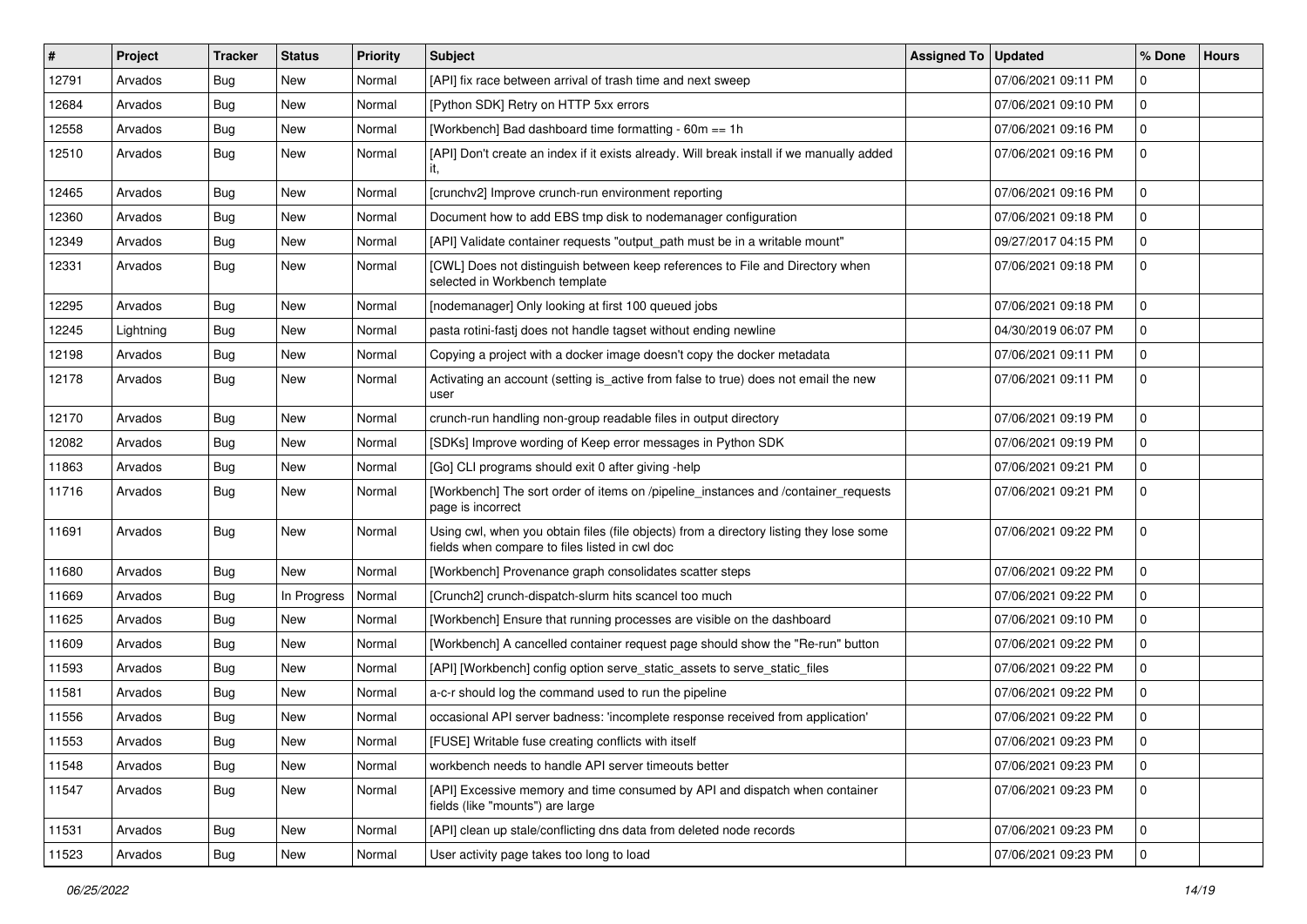| # | Project | Tracker | Status | Priority | Subject | Assigned To | Updated | % Done | Hours |
|---|---|---|---|---|---|---|---|---|---|
| 12791 | Arvados | Bug | New | Normal | [API] fix race between arrival of trash time and next sweep | | 07/06/2021 09:11 PM | 0 | |
| 12684 | Arvados | Bug | New | Normal | [Python SDK] Retry on HTTP 5xx errors | | 07/06/2021 09:10 PM | 0 | |
| 12558 | Arvados | Bug | New | Normal | [Workbench] Bad dashboard time formatting - 60m == 1h | | 07/06/2021 09:16 PM | 0 | |
| 12510 | Arvados | Bug | New | Normal | [API] Don't create an index if it exists already. Will break install if we manually added it, | | 07/06/2021 09:16 PM | 0 | |
| 12465 | Arvados | Bug | New | Normal | [crunchv2] Improve crunch-run environment reporting | | 07/06/2021 09:16 PM | 0 | |
| 12360 | Arvados | Bug | New | Normal | Document how to add EBS tmp disk to nodemanager configuration | | 07/06/2021 09:18 PM | 0 | |
| 12349 | Arvados | Bug | New | Normal | [API] Validate container requests "output_path must be in a writable mount" | | 09/27/2017 04:15 PM | 0 | |
| 12331 | Arvados | Bug | New | Normal | [CWL] Does not distinguish between keep references to File and Directory when selected in Workbench template | | 07/06/2021 09:18 PM | 0 | |
| 12295 | Arvados | Bug | New | Normal | [nodemanager] Only looking at first 100 queued jobs | | 07/06/2021 09:18 PM | 0 | |
| 12245 | Lightning | Bug | New | Normal | pasta rotini-fastj does not handle tagset without ending newline | | 04/30/2019 06:07 PM | 0 | |
| 12198 | Arvados | Bug | New | Normal | Copying a project with a docker image doesn't copy the docker metadata | | 07/06/2021 09:11 PM | 0 | |
| 12178 | Arvados | Bug | New | Normal | Activating an account (setting is_active from false to true) does not email the new user | | 07/06/2021 09:11 PM | 0 | |
| 12170 | Arvados | Bug | New | Normal | crunch-run handling non-group readable files in output directory | | 07/06/2021 09:19 PM | 0 | |
| 12082 | Arvados | Bug | New | Normal | [SDKs] Improve wording of Keep error messages in Python SDK | | 07/06/2021 09:19 PM | 0 | |
| 11863 | Arvados | Bug | New | Normal | [Go] CLI programs should exit 0 after giving -help | | 07/06/2021 09:21 PM | 0 | |
| 11716 | Arvados | Bug | New | Normal | [Workbench] The sort order of items on /pipeline_instances and /container_requests page is incorrect | | 07/06/2021 09:21 PM | 0 | |
| 11691 | Arvados | Bug | New | Normal | Using cwl, when you obtain files (file objects) from a directory listing they lose some fields when compare to files listed in cwl doc | | 07/06/2021 09:22 PM | 0 | |
| 11680 | Arvados | Bug | New | Normal | [Workbench] Provenance graph consolidates scatter steps | | 07/06/2021 09:22 PM | 0 | |
| 11669 | Arvados | Bug | In Progress | Normal | [Crunch2] crunch-dispatch-slurm hits scancel too much | | 07/06/2021 09:22 PM | 0 | |
| 11625 | Arvados | Bug | New | Normal | [Workbench] Ensure that running processes are visible on the dashboard | | 07/06/2021 09:10 PM | 0 | |
| 11609 | Arvados | Bug | New | Normal | [Workbench] A cancelled container request page should show the "Re-run" button | | 07/06/2021 09:22 PM | 0 | |
| 11593 | Arvados | Bug | New | Normal | [API] [Workbench] config option serve_static_assets to serve_static_files | | 07/06/2021 09:22 PM | 0 | |
| 11581 | Arvados | Bug | New | Normal | a-c-r should log the command used to run the pipeline | | 07/06/2021 09:22 PM | 0 | |
| 11556 | Arvados | Bug | New | Normal | occasional API server badness: 'incomplete response received from application' | | 07/06/2021 09:22 PM | 0 | |
| 11553 | Arvados | Bug | New | Normal | [FUSE] Writable fuse creating conflicts with itself | | 07/06/2021 09:23 PM | 0 | |
| 11548 | Arvados | Bug | New | Normal | workbench needs to handle API server timeouts better | | 07/06/2021 09:23 PM | 0 | |
| 11547 | Arvados | Bug | New | Normal | [API] Excessive memory and time consumed by API and dispatch when container fields (like "mounts") are large | | 07/06/2021 09:23 PM | 0 | |
| 11531 | Arvados | Bug | New | Normal | [API] clean up stale/conflicting dns data from deleted node records | | 07/06/2021 09:23 PM | 0 | |
| 11523 | Arvados | Bug | New | Normal | User activity page takes too long to load | | 07/06/2021 09:23 PM | 0 | |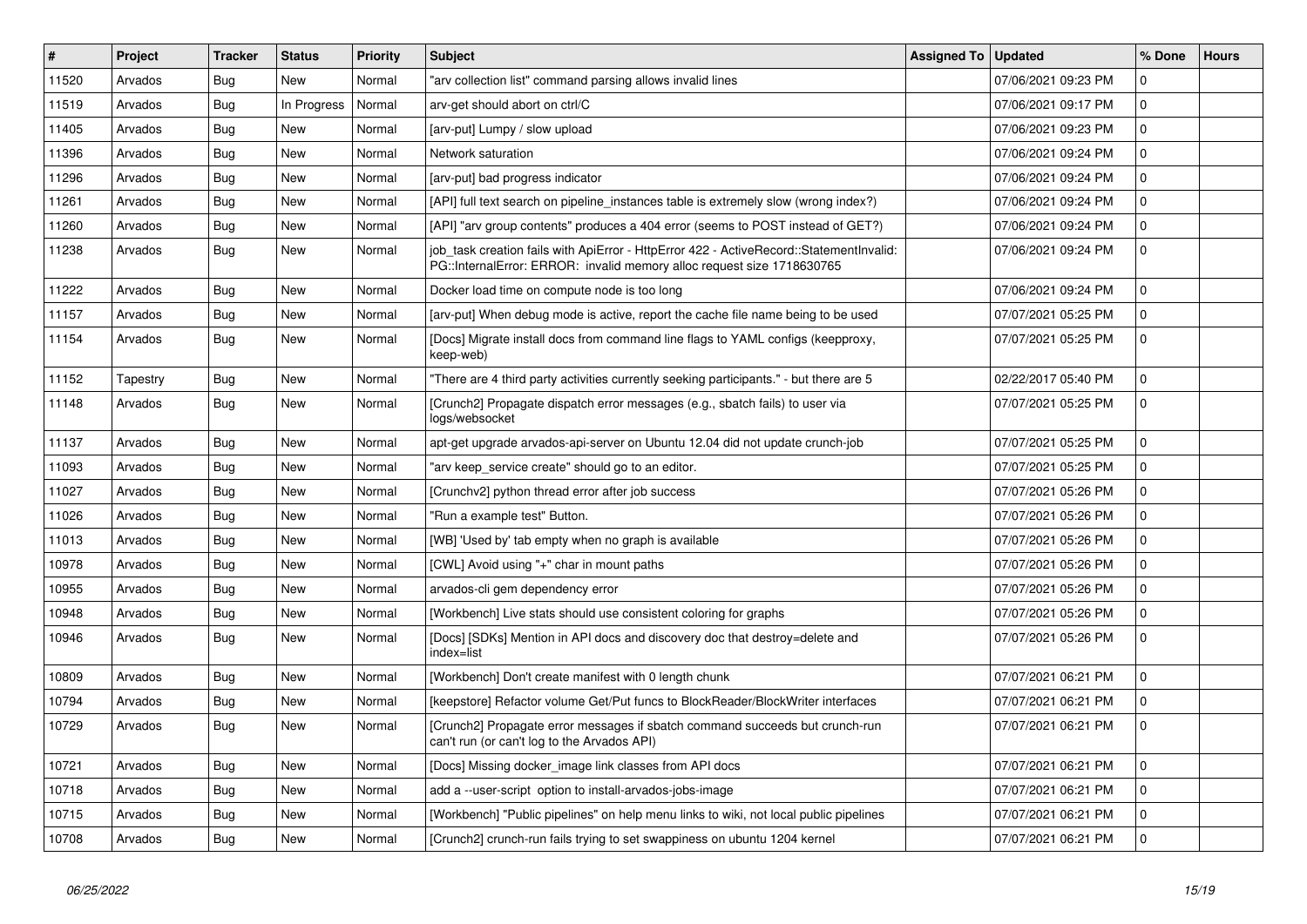| # | Project | Tracker | Status | Priority | Subject | Assigned To | Updated | % Done | Hours |
|---|---|---|---|---|---|---|---|---|---|
| 11520 | Arvados | Bug | New | Normal | "arv collection list" command parsing allows invalid lines | | 07/06/2021 09:23 PM | 0 | |
| 11519 | Arvados | Bug | In Progress | Normal | arv-get should abort on ctrl/C | | 07/06/2021 09:17 PM | 0 | |
| 11405 | Arvados | Bug | New | Normal | [arv-put] Lumpy / slow upload | | 07/06/2021 09:23 PM | 0 | |
| 11396 | Arvados | Bug | New | Normal | Network saturation | | 07/06/2021 09:24 PM | 0 | |
| 11296 | Arvados | Bug | New | Normal | [arv-put] bad progress indicator | | 07/06/2021 09:24 PM | 0 | |
| 11261 | Arvados | Bug | New | Normal | [API] full text search on pipeline_instances table is extremely slow (wrong index?) | | 07/06/2021 09:24 PM | 0 | |
| 11260 | Arvados | Bug | New | Normal | [API] "arv group contents" produces a 404 error (seems to POST instead of GET?) | | 07/06/2021 09:24 PM | 0 | |
| 11238 | Arvados | Bug | New | Normal | job_task creation fails with ApiError - HttpError 422 - ActiveRecord::StatementInvalid: PG::InternalError: ERROR: invalid memory alloc request size 1718630765 | | 07/06/2021 09:24 PM | 0 | |
| 11222 | Arvados | Bug | New | Normal | Docker load time on compute node is too long | | 07/06/2021 09:24 PM | 0 | |
| 11157 | Arvados | Bug | New | Normal | [arv-put] When debug mode is active, report the cache file name being to be used | | 07/07/2021 05:25 PM | 0 | |
| 11154 | Arvados | Bug | New | Normal | [Docs] Migrate install docs from command line flags to YAML configs (keepproxy, keep-web) | | 07/07/2021 05:25 PM | 0 | |
| 11152 | Tapestry | Bug | New | Normal | "There are 4 third party activities currently seeking participants." - but there are 5 | | 02/22/2017 05:40 PM | 0 | |
| 11148 | Arvados | Bug | New | Normal | [Crunch2] Propagate dispatch error messages (e.g., sbatch fails) to user via logs/websocket | | 07/07/2021 05:25 PM | 0 | |
| 11137 | Arvados | Bug | New | Normal | apt-get upgrade arvados-api-server on Ubuntu 12.04 did not update crunch-job | | 07/07/2021 05:25 PM | 0 | |
| 11093 | Arvados | Bug | New | Normal | "arv keep_service create" should go to an editor. | | 07/07/2021 05:25 PM | 0 | |
| 11027 | Arvados | Bug | New | Normal | [Crunchv2] python thread error after job success | | 07/07/2021 05:26 PM | 0 | |
| 11026 | Arvados | Bug | New | Normal | "Run a example test" Button. | | 07/07/2021 05:26 PM | 0 | |
| 11013 | Arvados | Bug | New | Normal | [WB] 'Used by' tab empty when no graph is available | | 07/07/2021 05:26 PM | 0 | |
| 10978 | Arvados | Bug | New | Normal | [CWL] Avoid using "+" char in mount paths | | 07/07/2021 05:26 PM | 0 | |
| 10955 | Arvados | Bug | New | Normal | arvados-cli gem dependency error | | 07/07/2021 05:26 PM | 0 | |
| 10948 | Arvados | Bug | New | Normal | [Workbench] Live stats should use consistent coloring for graphs | | 07/07/2021 05:26 PM | 0 | |
| 10946 | Arvados | Bug | New | Normal | [Docs] [SDKs] Mention in API docs and discovery doc that destroy=delete and index=list | | 07/07/2021 05:26 PM | 0 | |
| 10809 | Arvados | Bug | New | Normal | [Workbench] Don't create manifest with 0 length chunk | | 07/07/2021 06:21 PM | 0 | |
| 10794 | Arvados | Bug | New | Normal | [keepstore] Refactor volume Get/Put funcs to BlockReader/BlockWriter interfaces | | 07/07/2021 06:21 PM | 0 | |
| 10729 | Arvados | Bug | New | Normal | [Crunch2] Propagate error messages if sbatch command succeeds but crunch-run can't run (or can't log to the Arvados API) | | 07/07/2021 06:21 PM | 0 | |
| 10721 | Arvados | Bug | New | Normal | [Docs] Missing docker_image link classes from API docs | | 07/07/2021 06:21 PM | 0 | |
| 10718 | Arvados | Bug | New | Normal | add a --user-script option to install-arvados-jobs-image | | 07/07/2021 06:21 PM | 0 | |
| 10715 | Arvados | Bug | New | Normal | [Workbench] "Public pipelines" on help menu links to wiki, not local public pipelines | | 07/07/2021 06:21 PM | 0 | |
| 10708 | Arvados | Bug | New | Normal | [Crunch2] crunch-run fails trying to set swappiness on ubuntu 1204 kernel | | 07/07/2021 06:21 PM | 0 | |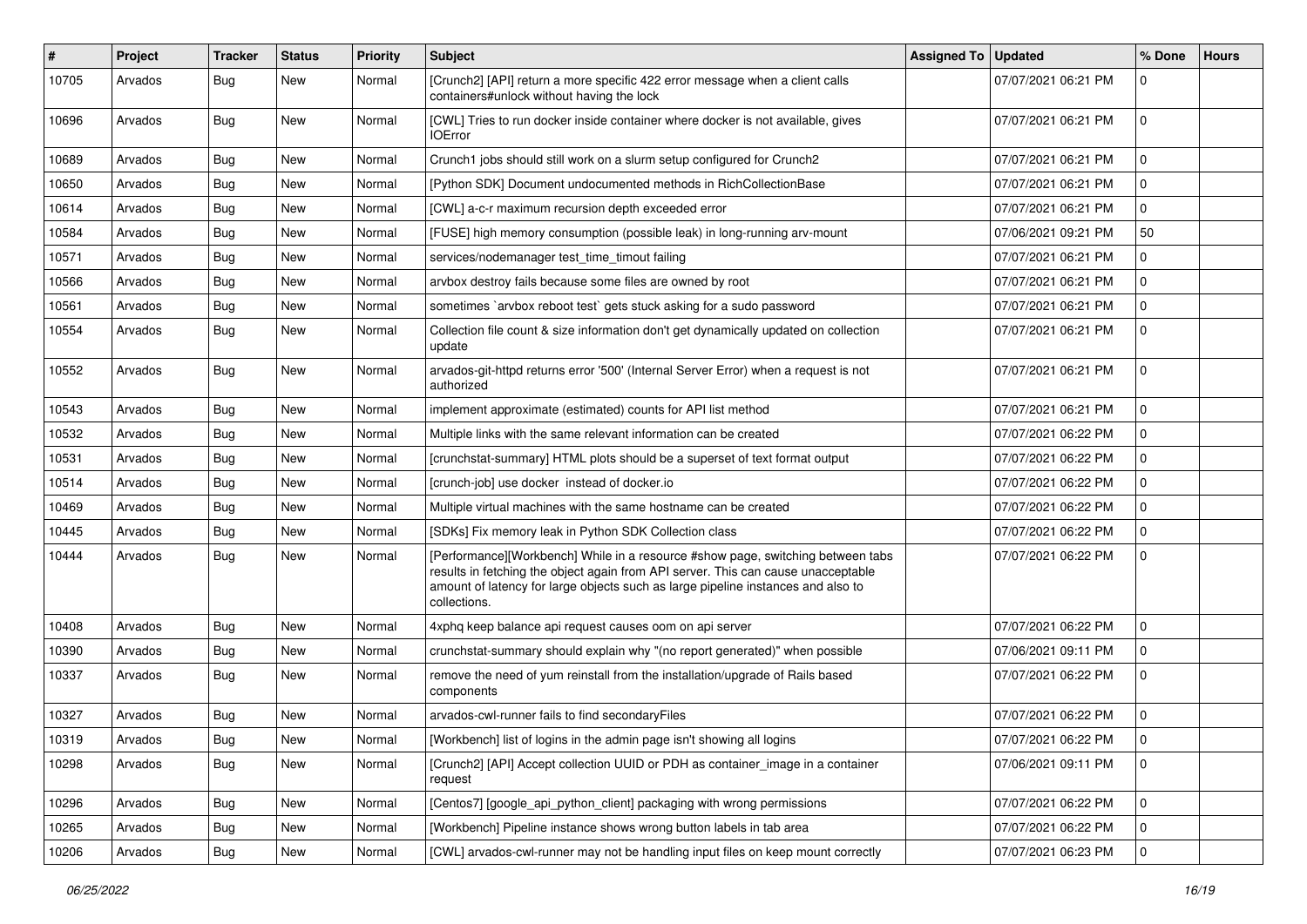| # | Project | Tracker | Status | Priority | Subject | Assigned To | Updated | % Done | Hours |
|---|---|---|---|---|---|---|---|---|---|
| 10705 | Arvados | Bug | New | Normal | [Crunch2] [API] return a more specific 422 error message when a client calls containers#unlock without having the lock | | 07/07/2021 06:21 PM | 0 | |
| 10696 | Arvados | Bug | New | Normal | [CWL] Tries to run docker inside container where docker is not available, gives IOError | | 07/07/2021 06:21 PM | 0 | |
| 10689 | Arvados | Bug | New | Normal | Crunch1 jobs should still work on a slurm setup configured for Crunch2 | | 07/07/2021 06:21 PM | 0 | |
| 10650 | Arvados | Bug | New | Normal | [Python SDK] Document undocumented methods in RichCollectionBase | | 07/07/2021 06:21 PM | 0 | |
| 10614 | Arvados | Bug | New | Normal | [CWL] a-c-r maximum recursion depth exceeded error | | 07/07/2021 06:21 PM | 0 | |
| 10584 | Arvados | Bug | New | Normal | [FUSE] high memory consumption (possible leak) in long-running arv-mount | | 07/06/2021 09:21 PM | 50 | |
| 10571 | Arvados | Bug | New | Normal | services/nodemanager test_time_timout failing | | 07/07/2021 06:21 PM | 0 | |
| 10566 | Arvados | Bug | New | Normal | arvbox destroy fails because some files are owned by root | | 07/07/2021 06:21 PM | 0 | |
| 10561 | Arvados | Bug | New | Normal | sometimes `arvbox reboot test` gets stuck asking for a sudo password | | 07/07/2021 06:21 PM | 0 | |
| 10554 | Arvados | Bug | New | Normal | Collection file count & size information don't get dynamically updated on collection update | | 07/07/2021 06:21 PM | 0 | |
| 10552 | Arvados | Bug | New | Normal | arvados-git-httpd returns error '500' (Internal Server Error) when a request is not authorized | | 07/07/2021 06:21 PM | 0 | |
| 10543 | Arvados | Bug | New | Normal | implement approximate (estimated) counts for API list method | | 07/07/2021 06:21 PM | 0 | |
| 10532 | Arvados | Bug | New | Normal | Multiple links with the same relevant information can be created | | 07/07/2021 06:22 PM | 0 | |
| 10531 | Arvados | Bug | New | Normal | [crunchstat-summary] HTML plots should be a superset of text format output | | 07/07/2021 06:22 PM | 0 | |
| 10514 | Arvados | Bug | New | Normal | [crunch-job] use docker instead of docker.io | | 07/07/2021 06:22 PM | 0 | |
| 10469 | Arvados | Bug | New | Normal | Multiple virtual machines with the same hostname can be created | | 07/07/2021 06:22 PM | 0 | |
| 10445 | Arvados | Bug | New | Normal | [SDKs] Fix memory leak in Python SDK Collection class | | 07/07/2021 06:22 PM | 0 | |
| 10444 | Arvados | Bug | New | Normal | [Performance][Workbench] While in a resource #show page, switching between tabs results in fetching the object again from API server. This can cause unacceptable amount of latency for large objects such as large pipeline instances and also to collections. | | 07/07/2021 06:22 PM | 0 | |
| 10408 | Arvados | Bug | New | Normal | 4xphq keep balance api request causes oom on api server | | 07/07/2021 06:22 PM | 0 | |
| 10390 | Arvados | Bug | New | Normal | crunchstat-summary should explain why "(no report generated)" when possible | | 07/06/2021 09:11 PM | 0 | |
| 10337 | Arvados | Bug | New | Normal | remove the need of yum reinstall from the installation/upgrade of Rails based components | | 07/07/2021 06:22 PM | 0 | |
| 10327 | Arvados | Bug | New | Normal | arvados-cwl-runner fails to find secondaryFiles | | 07/07/2021 06:22 PM | 0 | |
| 10319 | Arvados | Bug | New | Normal | [Workbench] list of logins in the admin page isn't showing all logins | | 07/07/2021 06:22 PM | 0 | |
| 10298 | Arvados | Bug | New | Normal | [Crunch2] [API] Accept collection UUID or PDH as container_image in a container request | | 07/06/2021 09:11 PM | 0 | |
| 10296 | Arvados | Bug | New | Normal | [Centos7] [google_api_python_client] packaging with wrong permissions | | 07/07/2021 06:22 PM | 0 | |
| 10265 | Arvados | Bug | New | Normal | [Workbench] Pipeline instance shows wrong button labels in tab area | | 07/07/2021 06:22 PM | 0 | |
| 10206 | Arvados | Bug | New | Normal | [CWL] arvados-cwl-runner may not be handling input files on keep mount correctly | | 07/07/2021 06:23 PM | 0 | |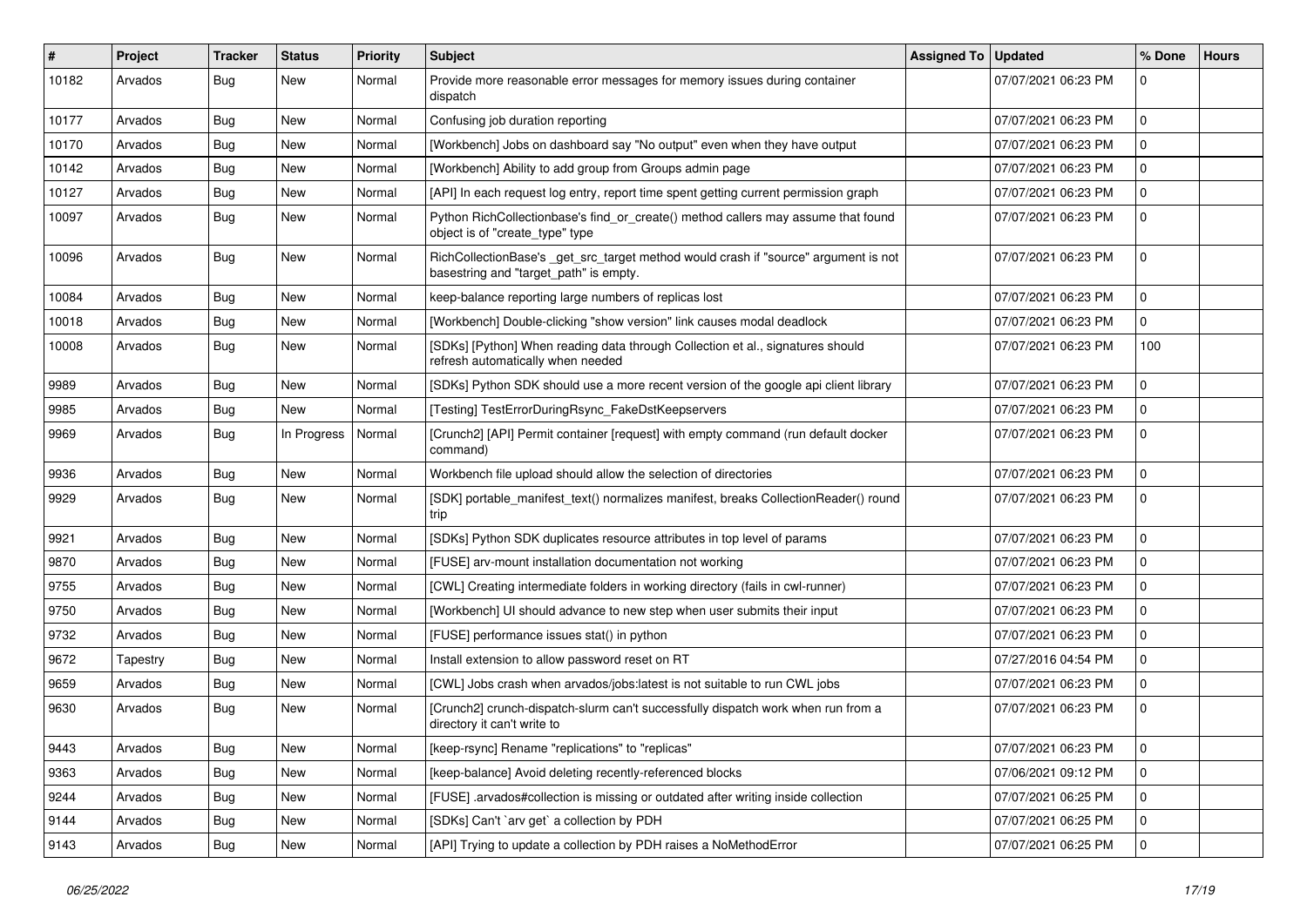| # | Project | Tracker | Status | Priority | Subject | Assigned To | Updated | % Done | Hours |
|---|---|---|---|---|---|---|---|---|---|
| 10182 | Arvados | Bug | New | Normal | Provide more reasonable error messages for memory issues during container dispatch | | 07/07/2021 06:23 PM | 0 | |
| 10177 | Arvados | Bug | New | Normal | Confusing job duration reporting | | 07/07/2021 06:23 PM | 0 | |
| 10170 | Arvados | Bug | New | Normal | [Workbench] Jobs on dashboard say "No output" even when they have output | | 07/07/2021 06:23 PM | 0 | |
| 10142 | Arvados | Bug | New | Normal | [Workbench] Ability to add group from Groups admin page | | 07/07/2021 06:23 PM | 0 | |
| 10127 | Arvados | Bug | New | Normal | [API] In each request log entry, report time spent getting current permission graph | | 07/07/2021 06:23 PM | 0 | |
| 10097 | Arvados | Bug | New | Normal | Python RichCollectionbase's find_or_create() method callers may assume that found object is of "create_type" type | | 07/07/2021 06:23 PM | 0 | |
| 10096 | Arvados | Bug | New | Normal | RichCollectionBase's _get_src_target method would crash if "source" argument is not basestring and "target_path" is empty. | | 07/07/2021 06:23 PM | 0 | |
| 10084 | Arvados | Bug | New | Normal | keep-balance reporting large numbers of replicas lost | | 07/07/2021 06:23 PM | 0 | |
| 10018 | Arvados | Bug | New | Normal | [Workbench] Double-clicking "show version" link causes modal deadlock | | 07/07/2021 06:23 PM | 0 | |
| 10008 | Arvados | Bug | New | Normal | [SDKs] [Python] When reading data through Collection et al., signatures should refresh automatically when needed | | 07/07/2021 06:23 PM | 100 | |
| 9989 | Arvados | Bug | New | Normal | [SDKs] Python SDK should use a more recent version of the google api client library | | 07/07/2021 06:23 PM | 0 | |
| 9985 | Arvados | Bug | New | Normal | [Testing] TestErrorDuringRsync_FakeDstKeepservers | | 07/07/2021 06:23 PM | 0 | |
| 9969 | Arvados | Bug | In Progress | Normal | [Crunch2] [API] Permit container [request] with empty command (run default docker command) | | 07/07/2021 06:23 PM | 0 | |
| 9936 | Arvados | Bug | New | Normal | Workbench file upload should allow the selection of directories | | 07/07/2021 06:23 PM | 0 | |
| 9929 | Arvados | Bug | New | Normal | [SDK] portable_manifest_text() normalizes manifest, breaks CollectionReader() round trip | | 07/07/2021 06:23 PM | 0 | |
| 9921 | Arvados | Bug | New | Normal | [SDKs] Python SDK duplicates resource attributes in top level of params | | 07/07/2021 06:23 PM | 0 | |
| 9870 | Arvados | Bug | New | Normal | [FUSE] arv-mount installation documentation not working | | 07/07/2021 06:23 PM | 0 | |
| 9755 | Arvados | Bug | New | Normal | [CWL] Creating intermediate folders in working directory (fails in cwl-runner) | | 07/07/2021 06:23 PM | 0 | |
| 9750 | Arvados | Bug | New | Normal | [Workbench] UI should advance to new step when user submits their input | | 07/07/2021 06:23 PM | 0 | |
| 9732 | Arvados | Bug | New | Normal | [FUSE] performance issues stat() in python | | 07/07/2021 06:23 PM | 0 | |
| 9672 | Tapestry | Bug | New | Normal | Install extension to allow password reset on RT | | 07/27/2016 04:54 PM | 0 | |
| 9659 | Arvados | Bug | New | Normal | [CWL] Jobs crash when arvados/jobs:latest is not suitable to run CWL jobs | | 07/07/2021 06:23 PM | 0 | |
| 9630 | Arvados | Bug | New | Normal | [Crunch2] crunch-dispatch-slurm can't successfully dispatch work when run from a directory it can't write to | | 07/07/2021 06:23 PM | 0 | |
| 9443 | Arvados | Bug | New | Normal | [keep-rsync] Rename "replications" to "replicas" | | 07/07/2021 06:23 PM | 0 | |
| 9363 | Arvados | Bug | New | Normal | [keep-balance] Avoid deleting recently-referenced blocks | | 07/06/2021 09:12 PM | 0 | |
| 9244 | Arvados | Bug | New | Normal | [FUSE] .arvados#collection is missing or outdated after writing inside collection | | 07/07/2021 06:25 PM | 0 | |
| 9144 | Arvados | Bug | New | Normal | [SDKs] Can't `arv get` a collection by PDH | | 07/07/2021 06:25 PM | 0 | |
| 9143 | Arvados | Bug | New | Normal | [API] Trying to update a collection by PDH raises a NoMethodError | | 07/07/2021 06:25 PM | 0 | |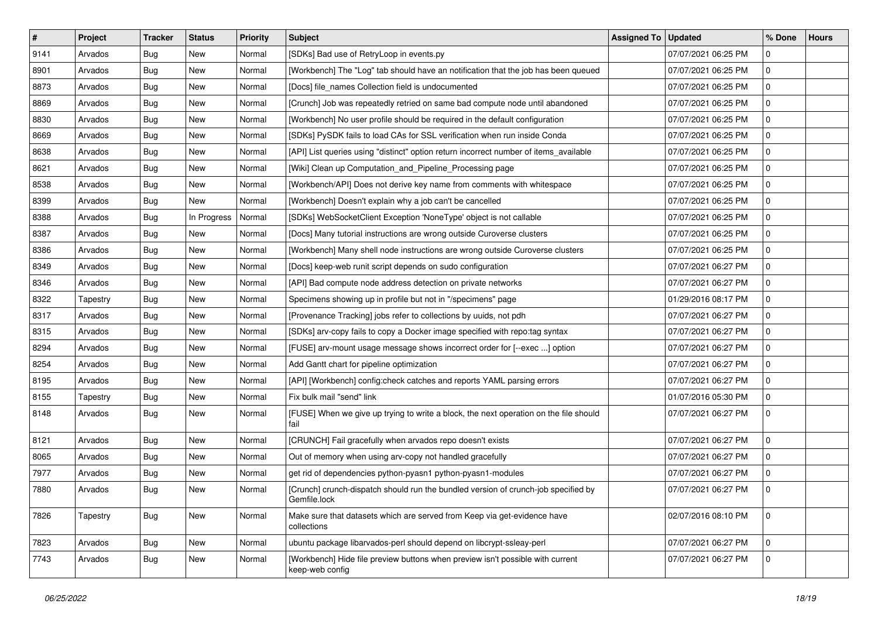| # | Project | Tracker | Status | Priority | Subject | Assigned To | Updated | % Done | Hours |
|---|---|---|---|---|---|---|---|---|---|
| 9141 | Arvados | Bug | New | Normal | [SDKs] Bad use of RetryLoop in events.py | | 07/07/2021 06:25 PM | 0 | |
| 8901 | Arvados | Bug | New | Normal | [Workbench] The "Log" tab should have an notification that the job has been queued | | 07/07/2021 06:25 PM | 0 | |
| 8873 | Arvados | Bug | New | Normal | [Docs] file_names Collection field is undocumented | | 07/07/2021 06:25 PM | 0 | |
| 8869 | Arvados | Bug | New | Normal | [Crunch] Job was repeatedly retried on same bad compute node until abandoned | | 07/07/2021 06:25 PM | 0 | |
| 8830 | Arvados | Bug | New | Normal | [Workbench] No user profile should be required in the default configuration | | 07/07/2021 06:25 PM | 0 | |
| 8669 | Arvados | Bug | New | Normal | [SDKs] PySDK fails to load CAs for SSL verification when run inside Conda | | 07/07/2021 06:25 PM | 0 | |
| 8638 | Arvados | Bug | New | Normal | [API] List queries using "distinct" option return incorrect number of items_available | | 07/07/2021 06:25 PM | 0 | |
| 8621 | Arvados | Bug | New | Normal | [Wiki] Clean up Computation_and_Pipeline_Processing page | | 07/07/2021 06:25 PM | 0 | |
| 8538 | Arvados | Bug | New | Normal | [Workbench/API] Does not derive key name from comments with whitespace | | 07/07/2021 06:25 PM | 0 | |
| 8399 | Arvados | Bug | New | Normal | [Workbench] Doesn't explain why a job can't be cancelled | | 07/07/2021 06:25 PM | 0 | |
| 8388 | Arvados | Bug | In Progress | Normal | [SDKs] WebSocketClient Exception 'NoneType' object is not callable | | 07/07/2021 06:25 PM | 0 | |
| 8387 | Arvados | Bug | New | Normal | [Docs] Many tutorial instructions are wrong outside Curoverse clusters | | 07/07/2021 06:25 PM | 0 | |
| 8386 | Arvados | Bug | New | Normal | [Workbench] Many shell node instructions are wrong outside Curoverse clusters | | 07/07/2021 06:25 PM | 0 | |
| 8349 | Arvados | Bug | New | Normal | [Docs] keep-web runit script depends on sudo configuration | | 07/07/2021 06:27 PM | 0 | |
| 8346 | Arvados | Bug | New | Normal | [API] Bad compute node address detection on private networks | | 07/07/2021 06:27 PM | 0 | |
| 8322 | Tapestry | Bug | New | Normal | Specimens showing up in profile but not in "/specimens" page | | 01/29/2016 08:17 PM | 0 | |
| 8317 | Arvados | Bug | New | Normal | [Provenance Tracking] jobs refer to collections by uuids, not pdh | | 07/07/2021 06:27 PM | 0 | |
| 8315 | Arvados | Bug | New | Normal | [SDKs] arv-copy fails to copy a Docker image specified with repo:tag syntax | | 07/07/2021 06:27 PM | 0 | |
| 8294 | Arvados | Bug | New | Normal | [FUSE] arv-mount usage message shows incorrect order for [--exec ...] option | | 07/07/2021 06:27 PM | 0 | |
| 8254 | Arvados | Bug | New | Normal | Add Gantt chart for pipeline optimization | | 07/07/2021 06:27 PM | 0 | |
| 8195 | Arvados | Bug | New | Normal | [API] [Workbench] config:check catches and reports YAML parsing errors | | 07/07/2021 06:27 PM | 0 | |
| 8155 | Tapestry | Bug | New | Normal | Fix bulk mail "send" link | | 01/07/2016 05:30 PM | 0 | |
| 8148 | Arvados | Bug | New | Normal | [FUSE] When we give up trying to write a block, the next operation on the file should fail | | 07/07/2021 06:27 PM | 0 | |
| 8121 | Arvados | Bug | New | Normal | [CRUNCH] Fail gracefully when arvados repo doesn't exists | | 07/07/2021 06:27 PM | 0 | |
| 8065 | Arvados | Bug | New | Normal | Out of memory when using arv-copy not handled gracefully | | 07/07/2021 06:27 PM | 0 | |
| 7977 | Arvados | Bug | New | Normal | get rid of dependencies python-pyasn1 python-pyasn1-modules | | 07/07/2021 06:27 PM | 0 | |
| 7880 | Arvados | Bug | New | Normal | [Crunch] crunch-dispatch should run the bundled version of crunch-job specified by Gemfile.lock | | 07/07/2021 06:27 PM | 0 | |
| 7826 | Tapestry | Bug | New | Normal | Make sure that datasets which are served from Keep via get-evidence have collections | | 02/07/2016 08:10 PM | 0 | |
| 7823 | Arvados | Bug | New | Normal | ubuntu package libarvados-perl should depend on libcrypt-ssleay-perl | | 07/07/2021 06:27 PM | 0 | |
| 7743 | Arvados | Bug | New | Normal | [Workbench] Hide file preview buttons when preview isn't possible with current keep-web config | | 07/07/2021 06:27 PM | 0 | |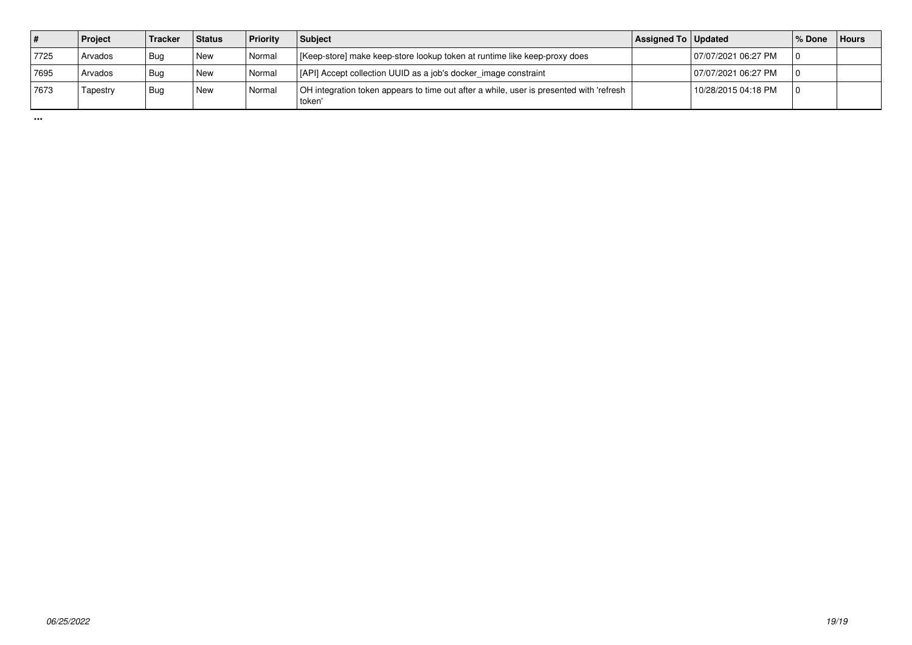| # | Project | Tracker | Status | Priority | Subject | Assigned To | Updated | % Done | Hours |
|---|---|---|---|---|---|---|---|---|---|
| 7725 | Arvados | Bug | New | Normal | [Keep-store] make keep-store lookup token at runtime like keep-proxy does | | 07/07/2021 06:27 PM | 0 | |
| 7695 | Arvados | Bug | New | Normal | [API] Accept collection UUID as a job's docker_image constraint | | 07/07/2021 06:27 PM | 0 | |
| 7673 | Tapestry | Bug | New | Normal | OH integration token appears to time out after a while, user is presented with 'refresh token' | | 10/28/2015 04:18 PM | 0 | |

...